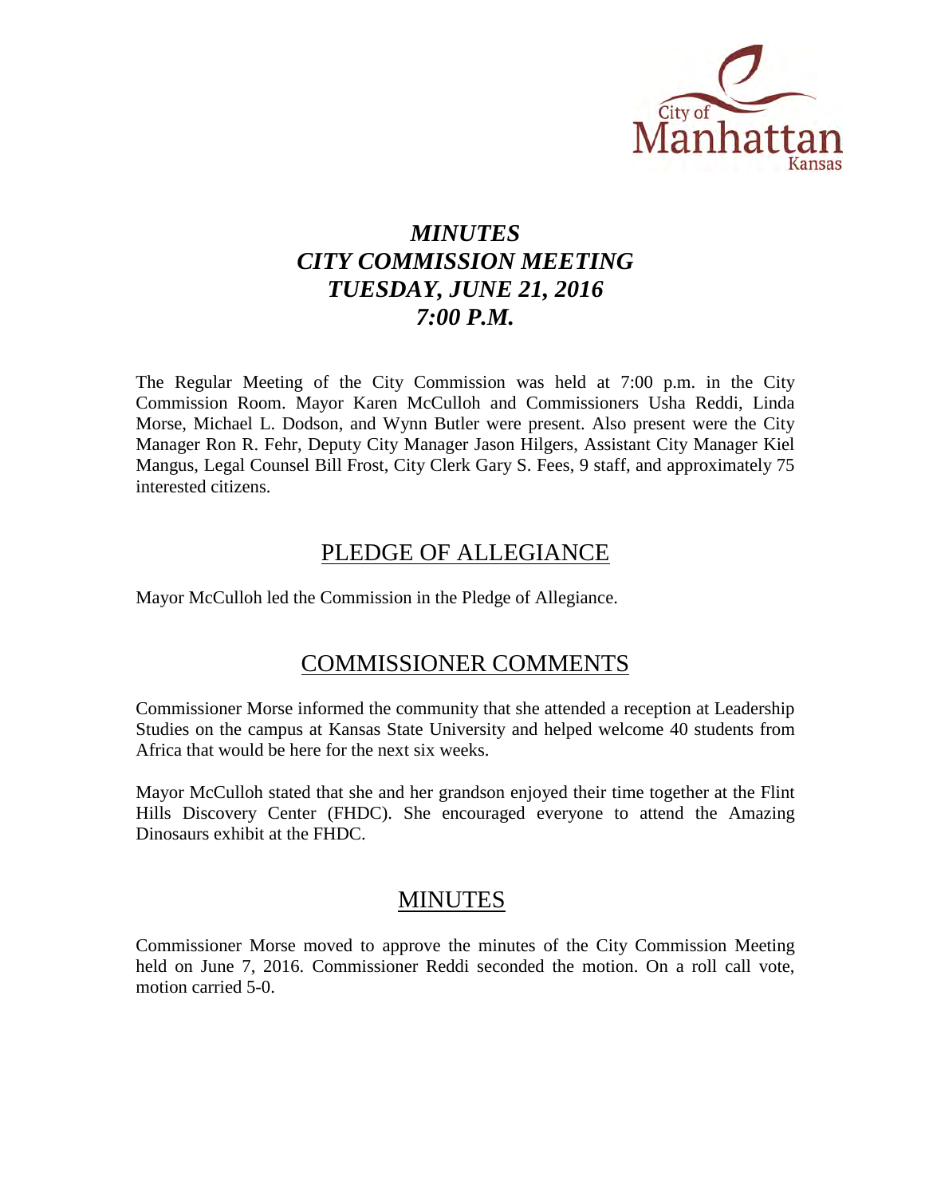# *MINUTES*
# *CITY COMMISSION MEETING*
# *TUESDAY, JUNE 21, 2016*
# *7:00 P.M.*

The Regular Meeting of the City Commission was held at 7:00 p.m. in the City Commission Room. Mayor Karen McCulloh and Commissioners Usha Reddi, Linda Morse, Michael L. Dodson, and Wynn Butler were present. Also present were the City Manager Ron R. Fehr, Deputy City Manager Jason Hilgers, Assistant City Manager Kiel Mangus, Legal Counsel Bill Frost, City Clerk Gary S. Fees, 9 staff, and approximately 75 interested citizens.

## PLEDGE OF ALLEGIANCE

Mayor McCulloh led the Commission in the Pledge of Allegiance.

## COMMISSIONER COMMENTS

Commissioner Morse informed the community that she attended a reception at Leadership Studies on the campus at Kansas State University and helped welcome 40 students from Africa that would be here for the next six weeks.

Mayor McCulloh stated that she and her grandson enjoyed their time together at the Flint Hills Discovery Center (FHDC). She encouraged everyone to attend the Amazing Dinosaurs exhibit at the FHDC.

## MINUTES

Commissioner Morse moved to approve the minutes of the City Commission Meeting held on June 7, 2016. Commissioner Reddi seconded the motion. On a roll call vote, motion carried 5-0.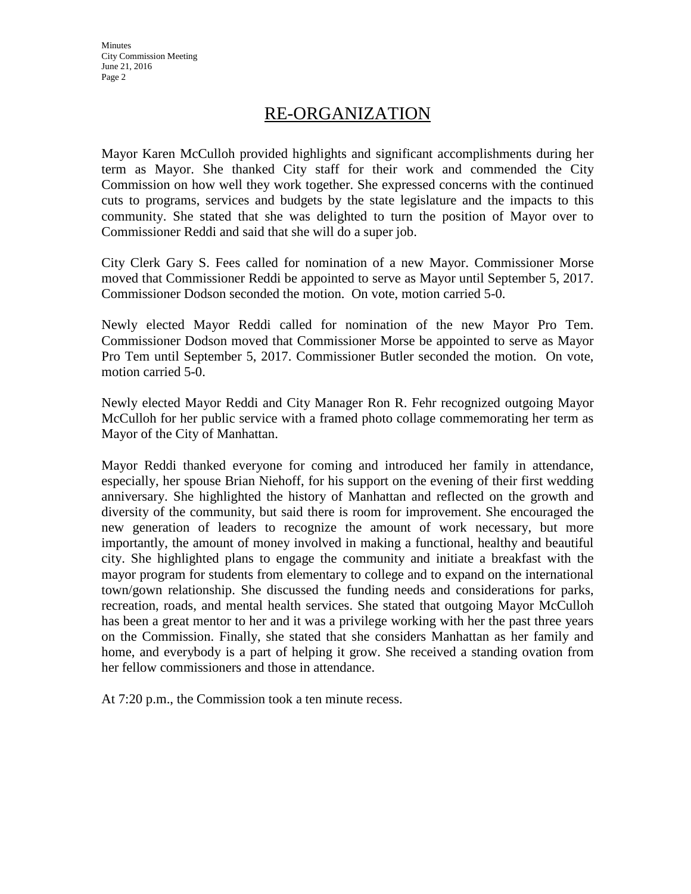## RE-ORGANIZATION

Mayor Karen McCulloh provided highlights and significant accomplishments during her term as Mayor. She thanked City staff for their work and commended the City Commission on how well they work together. She expressed concerns with the continued cuts to programs, services and budgets by the state legislature and the impacts to this community. She stated that she was delighted to turn the position of Mayor over to Commissioner Reddi and said that she will do a super job.

City Clerk Gary S. Fees called for nomination of a new Mayor. Commissioner Morse moved that Commissioner Reddi be appointed to serve as Mayor until September 5, 2017. Commissioner Dodson seconded the motion. On vote, motion carried 5-0.

Newly elected Mayor Reddi called for nomination of the new Mayor Pro Tem. Commissioner Dodson moved that Commissioner Morse be appointed to serve as Mayor Pro Tem until September 5, 2017. Commissioner Butler seconded the motion. On vote, motion carried 5-0.

Newly elected Mayor Reddi and City Manager Ron R. Fehr recognized outgoing Mayor McCulloh for her public service with a framed photo collage commemorating her term as Mayor of the City of Manhattan.

Mayor Reddi thanked everyone for coming and introduced her family in attendance, especially, her spouse Brian Niehoff, for his support on the evening of their first wedding anniversary. She highlighted the history of Manhattan and reflected on the growth and diversity of the community, but said there is room for improvement. She encouraged the new generation of leaders to recognize the amount of work necessary, but more importantly, the amount of money involved in making a functional, healthy and beautiful city. She highlighted plans to engage the community and initiate a breakfast with the mayor program for students from elementary to college and to expand on the international town/gown relationship. She discussed the funding needs and considerations for parks, recreation, roads, and mental health services. She stated that outgoing Mayor McCulloh has been a great mentor to her and it was a privilege working with her the past three years on the Commission. Finally, she stated that she considers Manhattan as her family and home, and everybody is a part of helping it grow. She received a standing ovation from her fellow commissioners and those in attendance.

At 7:20 p.m., the Commission took a ten minute recess.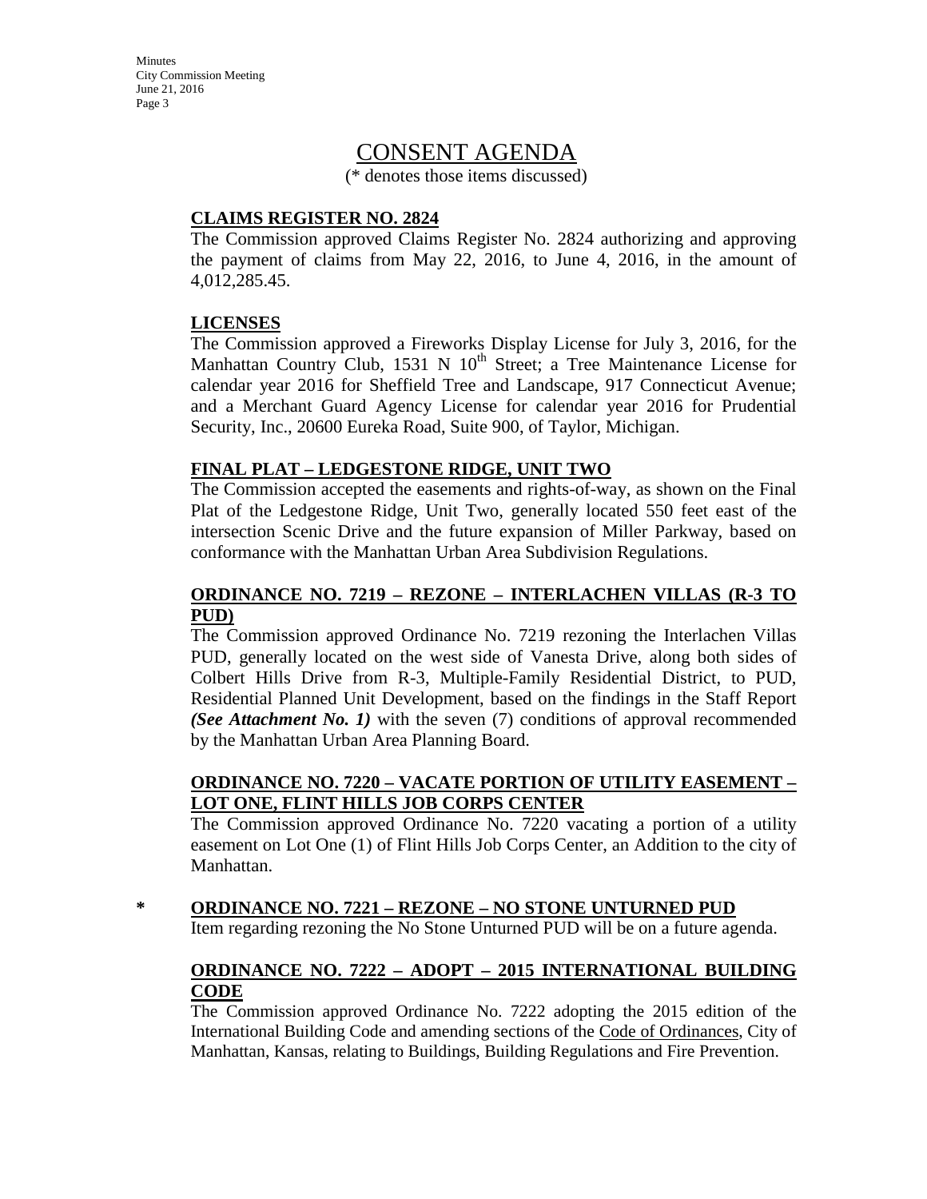# CONSENT AGENDA

(* denotes those items discussed)

**CLAIMS REGISTER NO. 2824**

The Commission approved Claims Register No. 2824 authorizing and approving the payment of claims from May 22, 2016, to June 4, 2016, in the amount of 4,012,285.45.

**LICENSES**

The Commission approved a Fireworks Display License for July 3, 2016, for the Manhattan Country Club, 1531 N 10th Street; a Tree Maintenance License for calendar year 2016 for Sheffield Tree and Landscape, 917 Connecticut Avenue; and a Merchant Guard Agency License for calendar year 2016 for Prudential Security, Inc., 20600 Eureka Road, Suite 900, of Taylor, Michigan.

**FINAL PLAT – LEDGESTONE RIDGE, UNIT TWO**

The Commission accepted the easements and rights-of-way, as shown on the Final Plat of the Ledgestone Ridge, Unit Two, generally located 550 feet east of the intersection Scenic Drive and the future expansion of Miller Parkway, based on conformance with the Manhattan Urban Area Subdivision Regulations.

**ORDINANCE NO. 7219 – REZONE – INTERLACHEN VILLAS (R-3 TO PUD)**

The Commission approved Ordinance No. 7219 rezoning the Interlachen Villas PUD, generally located on the west side of Vanesta Drive, along both sides of Colbert Hills Drive from R-3, Multiple-Family Residential District, to PUD, Residential Planned Unit Development, based on the findings in the Staff Report ***(See Attachment No. 1)*** with the seven (7) conditions of approval recommended by the Manhattan Urban Area Planning Board.

**ORDINANCE NO. 7220 – VACATE PORTION OF UTILITY EASEMENT – LOT ONE, FLINT HILLS JOB CORPS CENTER**

The Commission approved Ordinance No. 7220 vacating a portion of a utility easement on Lot One (1) of Flint Hills Job Corps Center, an Addition to the city of Manhattan.

**\* ORDINANCE NO. 7221 – REZONE – NO STONE UNTURNED PUD**

Item regarding rezoning the No Stone Unturned PUD will be on a future agenda.

**ORDINANCE NO. 7222 – ADOPT – 2015 INTERNATIONAL BUILDING CODE**

The Commission approved Ordinance No. 7222 adopting the 2015 edition of the International Building Code and amending sections of the Code of Ordinances, City of Manhattan, Kansas, relating to Buildings, Building Regulations and Fire Prevention.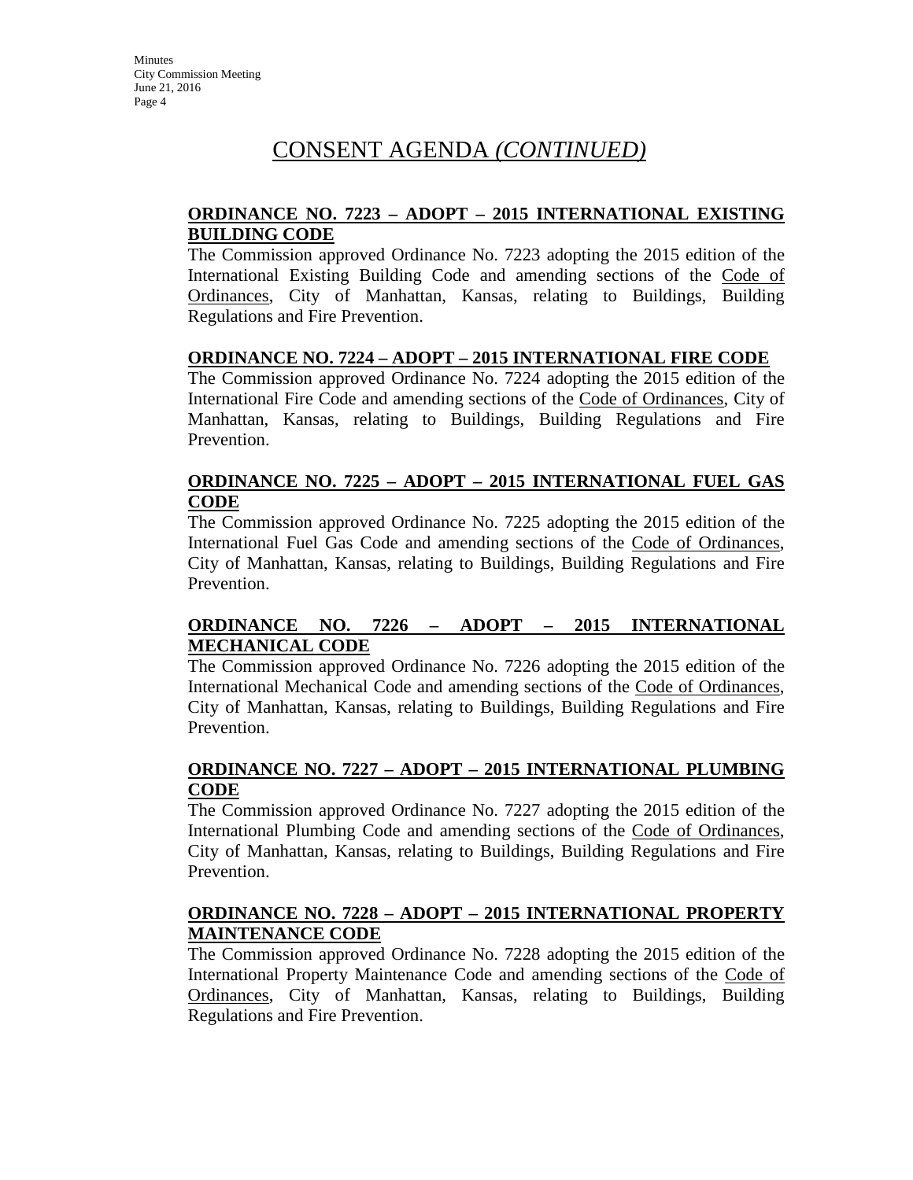# CONSENT AGENDA *(CONTINUED)*

**ORDINANCE NO. 7223 – ADOPT – 2015 INTERNATIONAL EXISTING BUILDING CODE**

The Commission approved Ordinance No. 7223 adopting the 2015 edition of the International Existing Building Code and amending sections of the Code of Ordinances, City of Manhattan, Kansas, relating to Buildings, Building Regulations and Fire Prevention.

**ORDINANCE NO. 7224 – ADOPT – 2015 INTERNATIONAL FIRE CODE**

The Commission approved Ordinance No. 7224 adopting the 2015 edition of the International Fire Code and amending sections of the Code of Ordinances, City of Manhattan, Kansas, relating to Buildings, Building Regulations and Fire Prevention.

**ORDINANCE NO. 7225 – ADOPT – 2015 INTERNATIONAL FUEL GAS CODE**

The Commission approved Ordinance No. 7225 adopting the 2015 edition of the International Fuel Gas Code and amending sections of the Code of Ordinances, City of Manhattan, Kansas, relating to Buildings, Building Regulations and Fire Prevention.

**ORDINANCE NO. 7226 – ADOPT – 2015 INTERNATIONAL MECHANICAL CODE**

The Commission approved Ordinance No. 7226 adopting the 2015 edition of the International Mechanical Code and amending sections of the Code of Ordinances, City of Manhattan, Kansas, relating to Buildings, Building Regulations and Fire Prevention.

**ORDINANCE NO. 7227 – ADOPT – 2015 INTERNATIONAL PLUMBING CODE**

The Commission approved Ordinance No. 7227 adopting the 2015 edition of the International Plumbing Code and amending sections of the Code of Ordinances, City of Manhattan, Kansas, relating to Buildings, Building Regulations and Fire Prevention.

**ORDINANCE NO. 7228 – ADOPT – 2015 INTERNATIONAL PROPERTY MAINTENANCE CODE**

The Commission approved Ordinance No. 7228 adopting the 2015 edition of the International Property Maintenance Code and amending sections of the Code of Ordinances, City of Manhattan, Kansas, relating to Buildings, Building Regulations and Fire Prevention.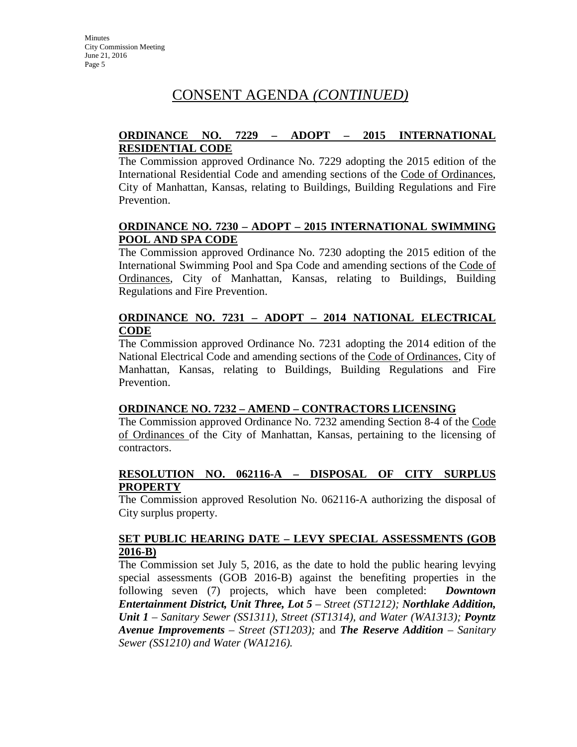# CONSENT AGENDA *(CONTINUED)*

**ORDINANCE NO. 7229 – ADOPT – 2015 INTERNATIONAL RESIDENTIAL CODE**

The Commission approved Ordinance No. 7229 adopting the 2015 edition of the International Residential Code and amending sections of the Code of Ordinances, City of Manhattan, Kansas, relating to Buildings, Building Regulations and Fire Prevention.

**ORDINANCE NO. 7230 – ADOPT – 2015 INTERNATIONAL SWIMMING POOL AND SPA CODE**

The Commission approved Ordinance No. 7230 adopting the 2015 edition of the International Swimming Pool and Spa Code and amending sections of the Code of Ordinances, City of Manhattan, Kansas, relating to Buildings, Building Regulations and Fire Prevention.

**ORDINANCE NO. 7231 – ADOPT – 2014 NATIONAL ELECTRICAL CODE**

The Commission approved Ordinance No. 7231 adopting the 2014 edition of the National Electrical Code and amending sections of the Code of Ordinances, City of Manhattan, Kansas, relating to Buildings, Building Regulations and Fire Prevention.

**ORDINANCE NO. 7232 – AMEND – CONTRACTORS LICENSING**

The Commission approved Ordinance No. 7232 amending Section 8-4 of the Code of Ordinances of the City of Manhattan, Kansas, pertaining to the licensing of contractors.

**RESOLUTION NO. 062116-A – DISPOSAL OF CITY SURPLUS PROPERTY**

The Commission approved Resolution No. 062116-A authorizing the disposal of City surplus property.

**SET PUBLIC HEARING DATE – LEVY SPECIAL ASSESSMENTS (GOB 2016-B)**

The Commission set July 5, 2016, as the date to hold the public hearing levying special assessments (GOB 2016-B) against the benefiting properties in the following seven (7) projects, which have been completed: ***Downtown Entertainment District, Unit Three, Lot 5*** *– Street (ST1212);* ***Northlake Addition, Unit 1*** *– Sanitary Sewer (SS1311), Street (ST1314), and Water (WA1313);* ***Poyntz Avenue Improvements*** *– Street (ST1203);* and ***The Reserve Addition*** *– Sanitary Sewer (SS1210) and Water (WA1216).*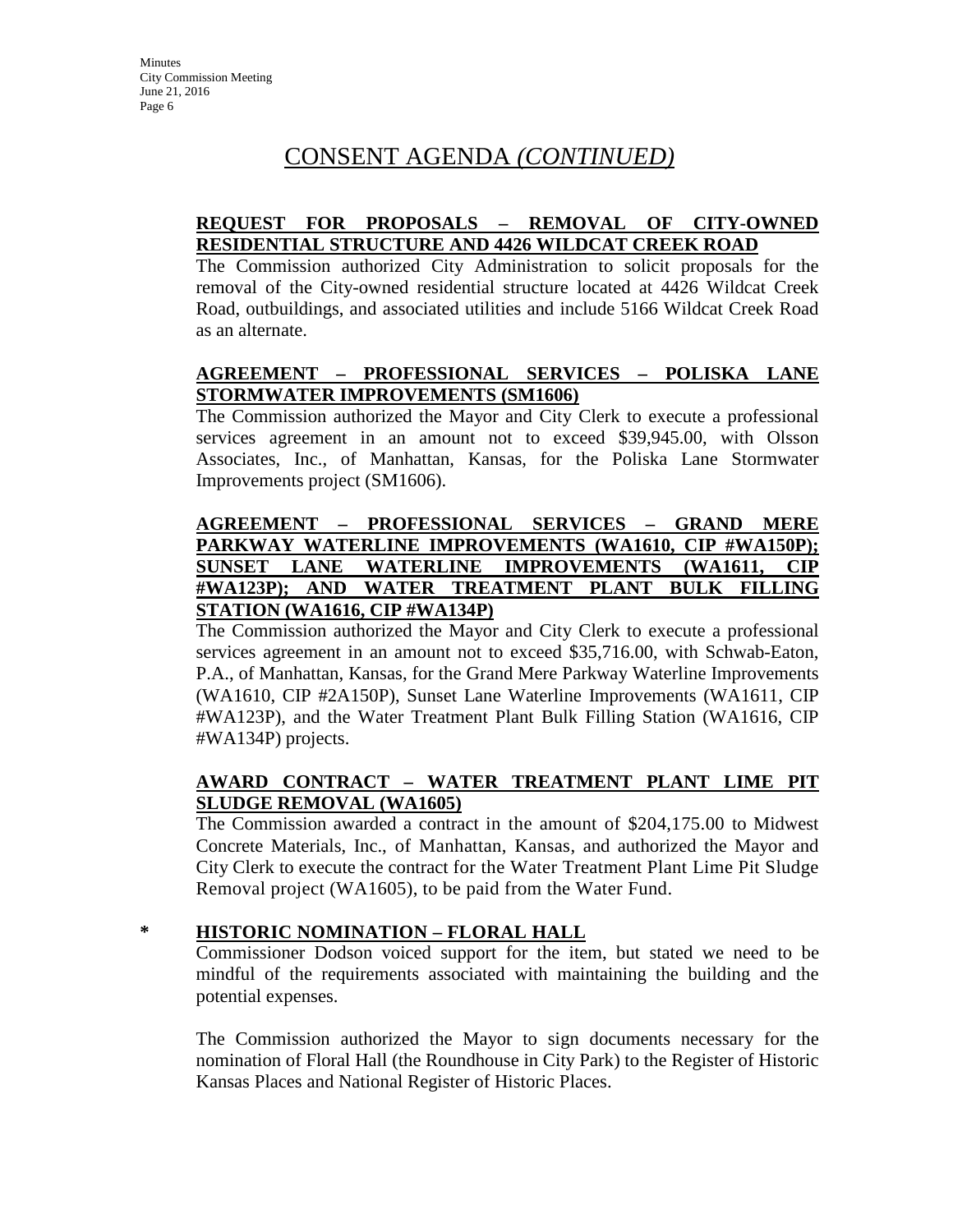# CONSENT AGENDA *(CONTINUED)*

**REQUEST FOR PROPOSALS – REMOVAL OF CITY-OWNED RESIDENTIAL STRUCTURE AND 4426 WILDCAT CREEK ROAD**

The Commission authorized City Administration to solicit proposals for the removal of the City-owned residential structure located at 4426 Wildcat Creek Road, outbuildings, and associated utilities and include 5166 Wildcat Creek Road as an alternate.

**AGREEMENT – PROFESSIONAL SERVICES – POLISKA LANE STORMWATER IMPROVEMENTS (SM1606)**

The Commission authorized the Mayor and City Clerk to execute a professional services agreement in an amount not to exceed $39,945.00, with Olsson Associates, Inc., of Manhattan, Kansas, for the Poliska Lane Stormwater Improvements project (SM1606).

**AGREEMENT – PROFESSIONAL SERVICES – GRAND MERE PARKWAY WATERLINE IMPROVEMENTS (WA1610, CIP #WA150P); SUNSET LANE WATERLINE IMPROVEMENTS (WA1611, CIP #WA123P); AND WATER TREATMENT PLANT BULK FILLING STATION (WA1616, CIP #WA134P)**

The Commission authorized the Mayor and City Clerk to execute a professional services agreement in an amount not to exceed $35,716.00, with Schwab-Eaton, P.A., of Manhattan, Kansas, for the Grand Mere Parkway Waterline Improvements (WA1610, CIP #2A150P), Sunset Lane Waterline Improvements (WA1611, CIP #WA123P), and the Water Treatment Plant Bulk Filling Station (WA1616, CIP #WA134P) projects.

**AWARD CONTRACT – WATER TREATMENT PLANT LIME PIT SLUDGE REMOVAL (WA1605)**

The Commission awarded a contract in the amount of $204,175.00 to Midwest Concrete Materials, Inc., of Manhattan, Kansas, and authorized the Mayor and City Clerk to execute the contract for the Water Treatment Plant Lime Pit Sludge Removal project (WA1605), to be paid from the Water Fund.

**\* HISTORIC NOMINATION – FLORAL HALL**

Commissioner Dodson voiced support for the item, but stated we need to be mindful of the requirements associated with maintaining the building and the potential expenses.

The Commission authorized the Mayor to sign documents necessary for the nomination of Floral Hall (the Roundhouse in City Park) to the Register of Historic Kansas Places and National Register of Historic Places.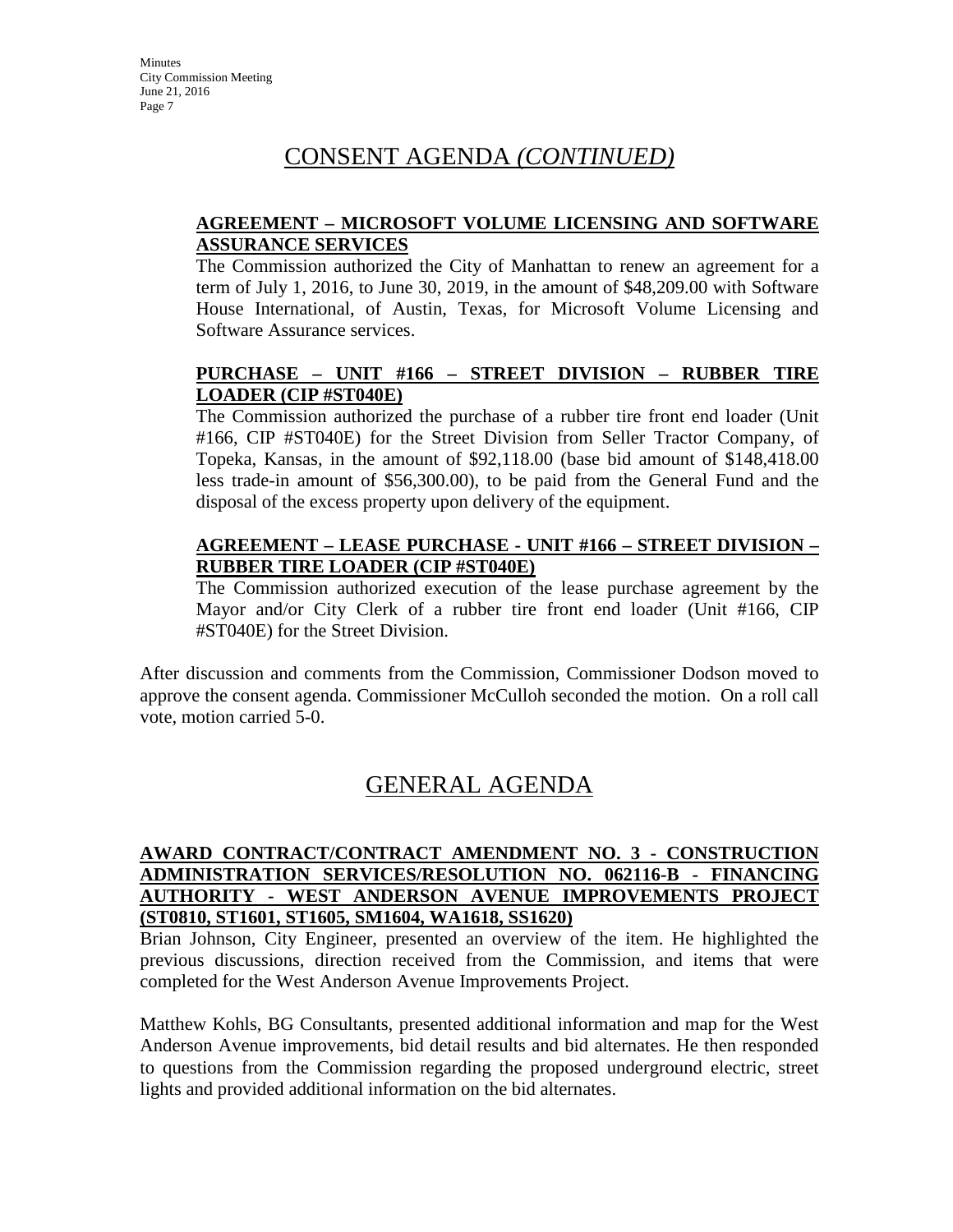## CONSENT AGENDA *(CONTINUED)*

**AGREEMENT – MICROSOFT VOLUME LICENSING AND SOFTWARE ASSURANCE SERVICES**

The Commission authorized the City of Manhattan to renew an agreement for a term of July 1, 2016, to June 30, 2019, in the amount of $48,209.00 with Software House International, of Austin, Texas, for Microsoft Volume Licensing and Software Assurance services.

**PURCHASE – UNIT #166 – STREET DIVISION – RUBBER TIRE LOADER (CIP #ST040E)**

The Commission authorized the purchase of a rubber tire front end loader (Unit #166, CIP #ST040E) for the Street Division from Seller Tractor Company, of Topeka, Kansas, in the amount of $92,118.00 (base bid amount of $148,418.00 less trade-in amount of $56,300.00), to be paid from the General Fund and the disposal of the excess property upon delivery of the equipment.

**AGREEMENT – LEASE PURCHASE - UNIT #166 – STREET DIVISION – RUBBER TIRE LOADER (CIP #ST040E)**

The Commission authorized execution of the lease purchase agreement by the Mayor and/or City Clerk of a rubber tire front end loader (Unit #166, CIP #ST040E) for the Street Division.

After discussion and comments from the Commission, Commissioner Dodson moved to approve the consent agenda. Commissioner McCulloh seconded the motion. On a roll call vote, motion carried 5-0.

## GENERAL AGENDA

**AWARD CONTRACT/CONTRACT AMENDMENT NO. 3 - CONSTRUCTION ADMINISTRATION SERVICES/RESOLUTION NO. 062116-B - FINANCING AUTHORITY - WEST ANDERSON AVENUE IMPROVEMENTS PROJECT (ST0810, ST1601, ST1605, SM1604, WA1618, SS1620)**

Brian Johnson, City Engineer, presented an overview of the item. He highlighted the previous discussions, direction received from the Commission, and items that were completed for the West Anderson Avenue Improvements Project.

Matthew Kohls, BG Consultants, presented additional information and map for the West Anderson Avenue improvements, bid detail results and bid alternates. He then responded to questions from the Commission regarding the proposed underground electric, street lights and provided additional information on the bid alternates.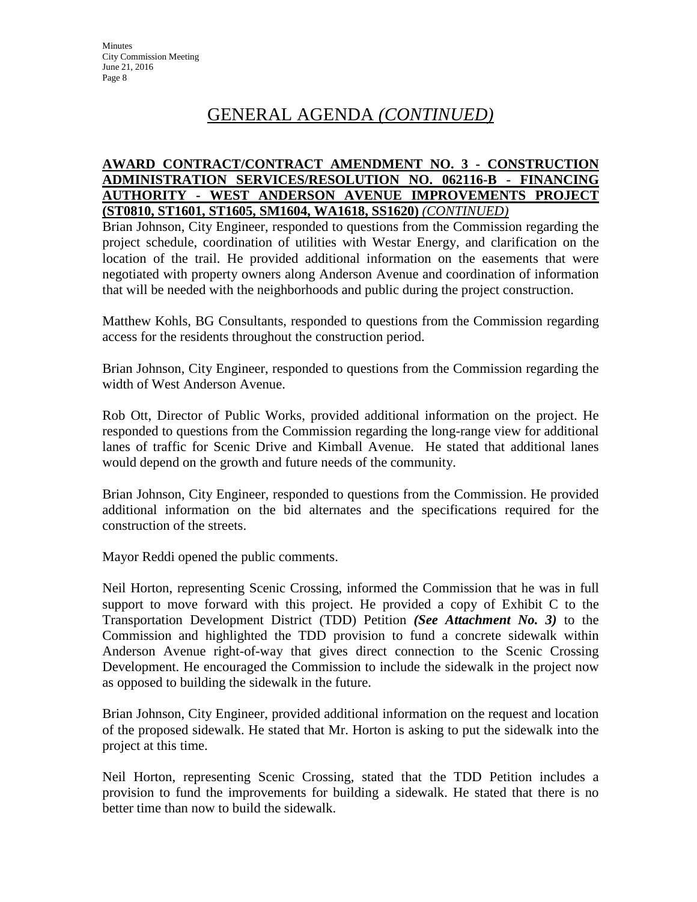## GENERAL AGENDA *(CONTINUED)*

**AWARD CONTRACT/CONTRACT AMENDMENT NO. 3 - CONSTRUCTION ADMINISTRATION SERVICES/RESOLUTION NO. 062116-B - FINANCING AUTHORITY - WEST ANDERSON AVENUE IMPROVEMENTS PROJECT (ST0810, ST1601, ST1605, SM1604, WA1618, SS1620)** *(CONTINUED)*

Brian Johnson, City Engineer, responded to questions from the Commission regarding the project schedule, coordination of utilities with Westar Energy, and clarification on the location of the trail. He provided additional information on the easements that were negotiated with property owners along Anderson Avenue and coordination of information that will be needed with the neighborhoods and public during the project construction.

Matthew Kohls, BG Consultants, responded to questions from the Commission regarding access for the residents throughout the construction period.

Brian Johnson, City Engineer, responded to questions from the Commission regarding the width of West Anderson Avenue.

Rob Ott, Director of Public Works, provided additional information on the project. He responded to questions from the Commission regarding the long-range view for additional lanes of traffic for Scenic Drive and Kimball Avenue. He stated that additional lanes would depend on the growth and future needs of the community.

Brian Johnson, City Engineer, responded to questions from the Commission. He provided additional information on the bid alternates and the specifications required for the construction of the streets.

Mayor Reddi opened the public comments.

Neil Horton, representing Scenic Crossing, informed the Commission that he was in full support to move forward with this project. He provided a copy of Exhibit C to the Transportation Development District (TDD) Petition ***(See Attachment No. 3)*** to the Commission and highlighted the TDD provision to fund a concrete sidewalk within Anderson Avenue right-of-way that gives direct connection to the Scenic Crossing Development. He encouraged the Commission to include the sidewalk in the project now as opposed to building the sidewalk in the future.

Brian Johnson, City Engineer, provided additional information on the request and location of the proposed sidewalk. He stated that Mr. Horton is asking to put the sidewalk into the project at this time.

Neil Horton, representing Scenic Crossing, stated that the TDD Petition includes a provision to fund the improvements for building a sidewalk. He stated that there is no better time than now to build the sidewalk.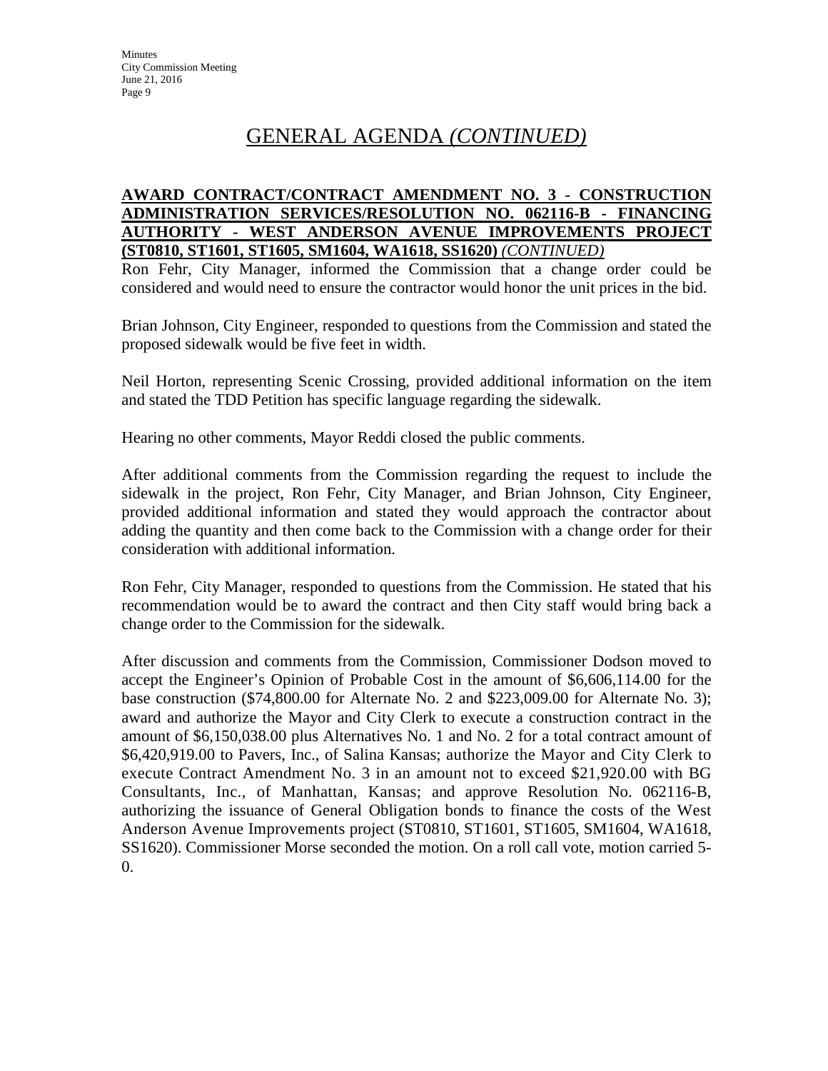# GENERAL AGENDA *(CONTINUED)*

**AWARD CONTRACT/CONTRACT AMENDMENT NO. 3 - CONSTRUCTION ADMINISTRATION SERVICES/RESOLUTION NO. 062116-B - FINANCING AUTHORITY - WEST ANDERSON AVENUE IMPROVEMENTS PROJECT (ST0810, ST1601, ST1605, SM1604, WA1618, SS1620)** *(CONTINUED)*

Ron Fehr, City Manager, informed the Commission that a change order could be considered and would need to ensure the contractor would honor the unit prices in the bid.

Brian Johnson, City Engineer, responded to questions from the Commission and stated the proposed sidewalk would be five feet in width.

Neil Horton, representing Scenic Crossing, provided additional information on the item and stated the TDD Petition has specific language regarding the sidewalk.

Hearing no other comments, Mayor Reddi closed the public comments.

After additional comments from the Commission regarding the request to include the sidewalk in the project, Ron Fehr, City Manager, and Brian Johnson, City Engineer, provided additional information and stated they would approach the contractor about adding the quantity and then come back to the Commission with a change order for their consideration with additional information.

Ron Fehr, City Manager, responded to questions from the Commission. He stated that his recommendation would be to award the contract and then City staff would bring back a change order to the Commission for the sidewalk.

After discussion and comments from the Commission, Commissioner Dodson moved to accept the Engineer's Opinion of Probable Cost in the amount of $6,606,114.00 for the base construction ($74,800.00 for Alternate No. 2 and $223,009.00 for Alternate No. 3); award and authorize the Mayor and City Clerk to execute a construction contract in the amount of $6,150,038.00 plus Alternatives No. 1 and No. 2 for a total contract amount of $6,420,919.00 to Pavers, Inc., of Salina Kansas; authorize the Mayor and City Clerk to execute Contract Amendment No. 3 in an amount not to exceed $21,920.00 with BG Consultants, Inc., of Manhattan, Kansas; and approve Resolution No. 062116-B, authorizing the issuance of General Obligation bonds to finance the costs of the West Anderson Avenue Improvements project (ST0810, ST1601, ST1605, SM1604, WA1618, SS1620). Commissioner Morse seconded the motion. On a roll call vote, motion carried 5-0.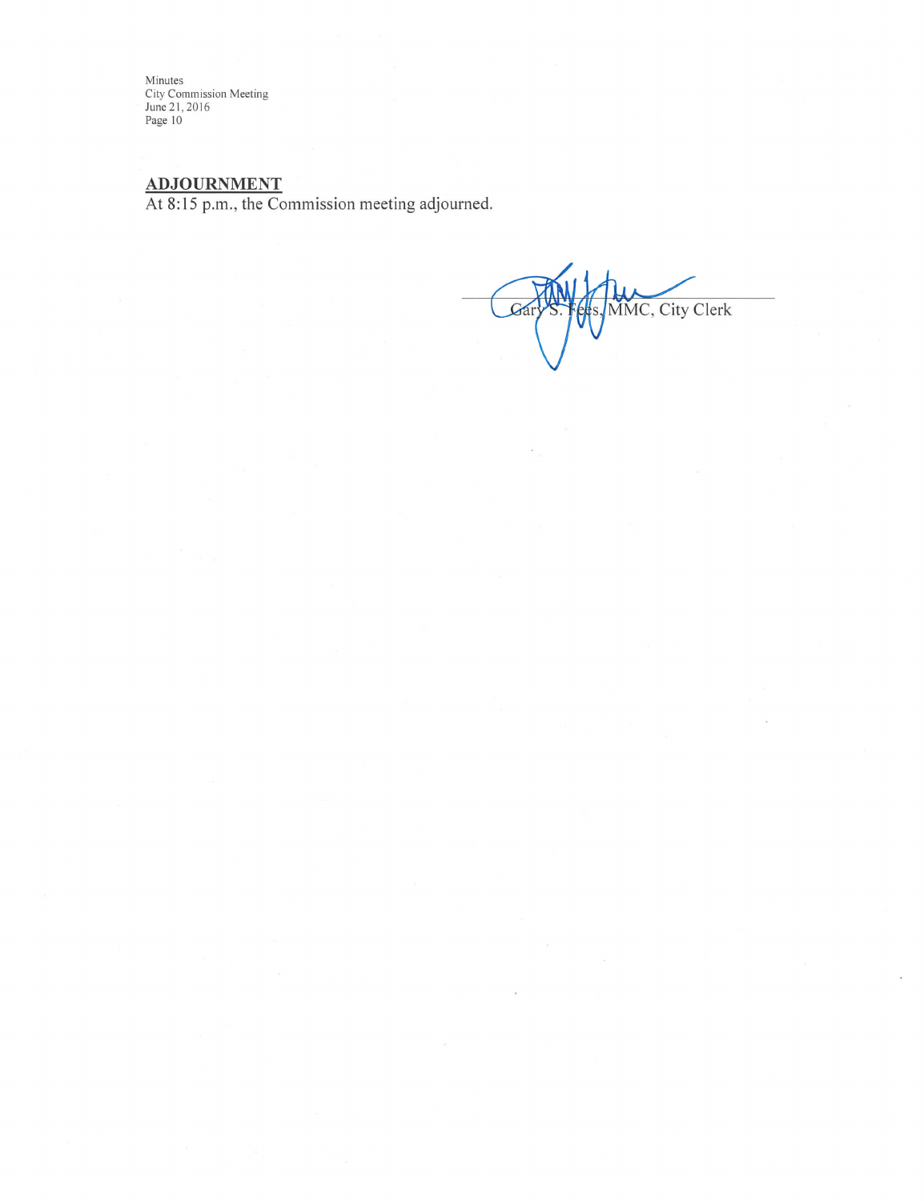## ADJOURNMENT

At 8:15 p.m., the Commission meeting adjourned.

Gary S. Fees, MMC, City Clerk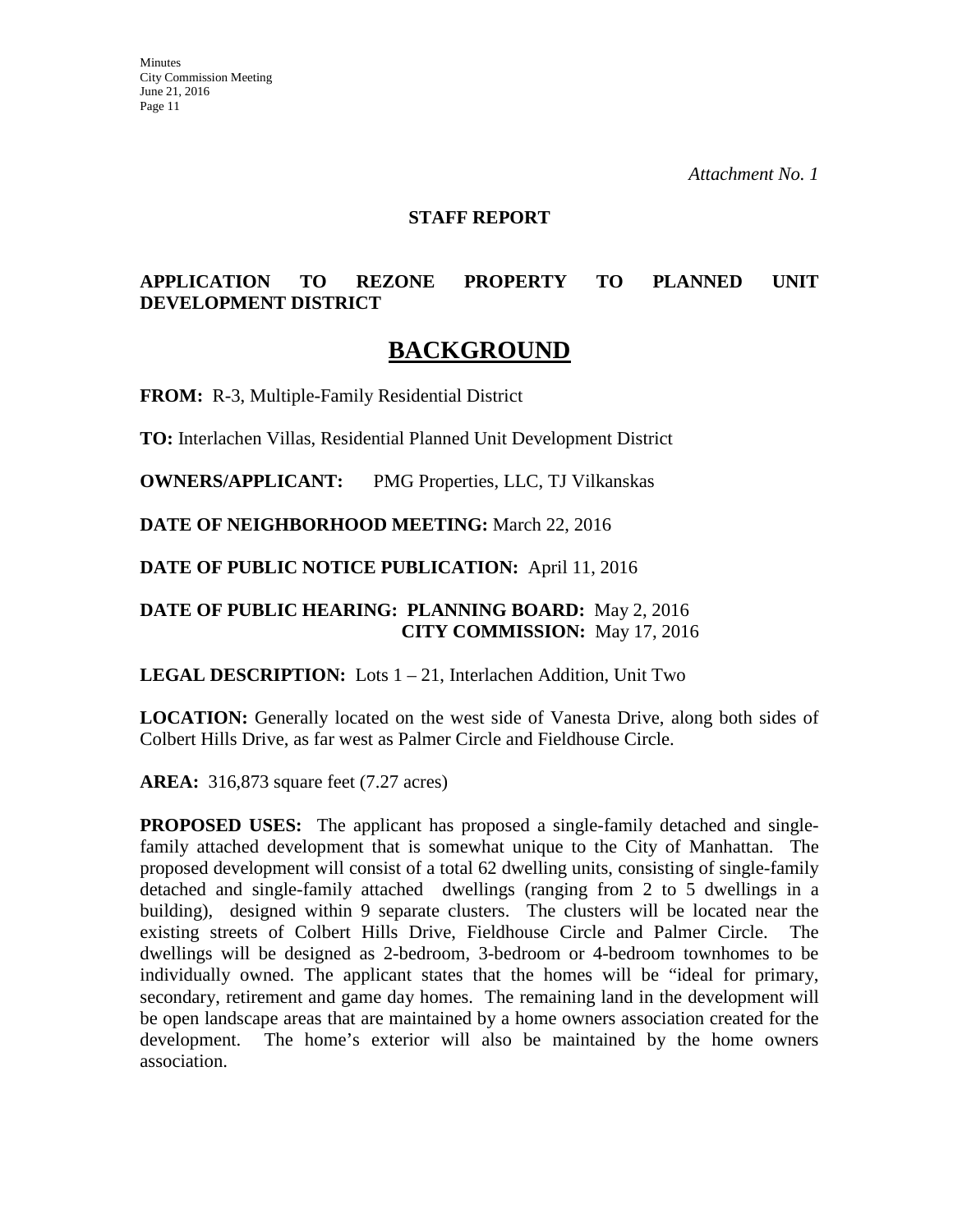*Attachment No. 1*

**STAFF REPORT**

**APPLICATION TO REZONE PROPERTY TO PLANNED UNIT DEVELOPMENT DISTRICT**

# BACKGROUND

**FROM:** R-3, Multiple-Family Residential District

**TO:** Interlachen Villas, Residential Planned Unit Development District

**OWNERS/APPLICANT:** PMG Properties, LLC, TJ Vilkanskas

**DATE OF NEIGHBORHOOD MEETING:** March 22, 2016

**DATE OF PUBLIC NOTICE PUBLICATION:** April 11, 2016

**DATE OF PUBLIC HEARING: PLANNING BOARD:** May 2, 2016
**CITY COMMISSION:** May 17, 2016

**LEGAL DESCRIPTION:** Lots 1 – 21, Interlachen Addition, Unit Two

**LOCATION:** Generally located on the west side of Vanesta Drive, along both sides of Colbert Hills Drive, as far west as Palmer Circle and Fieldhouse Circle.

**AREA:** 316,873 square feet (7.27 acres)

**PROPOSED USES:** The applicant has proposed a single-family detached and single-family attached development that is somewhat unique to the City of Manhattan. The proposed development will consist of a total 62 dwelling units, consisting of single-family detached and single-family attached dwellings (ranging from 2 to 5 dwellings in a building), designed within 9 separate clusters. The clusters will be located near the existing streets of Colbert Hills Drive, Fieldhouse Circle and Palmer Circle. The dwellings will be designed as 2-bedroom, 3-bedroom or 4-bedroom townhomes to be individually owned. The applicant states that the homes will be "ideal for primary, secondary, retirement and game day homes. The remaining land in the development will be open landscape areas that are maintained by a home owners association created for the development. The home's exterior will also be maintained by the home owners association.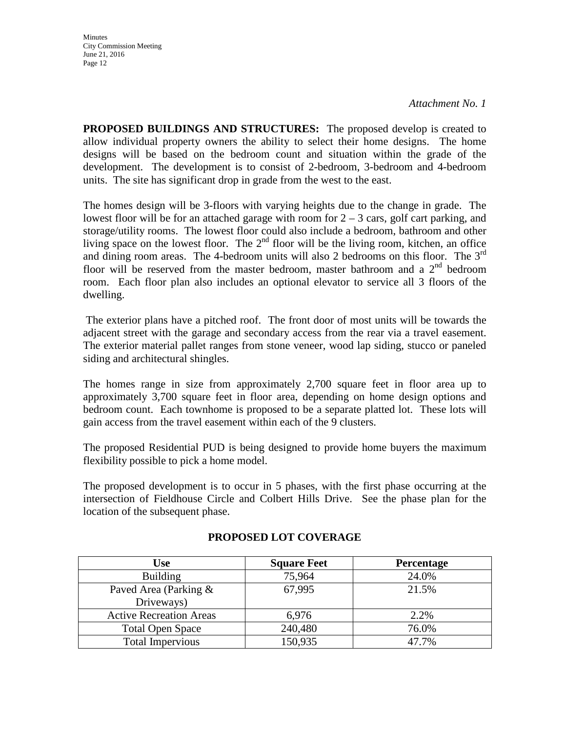*Attachment No. 1*

**PROPOSED BUILDINGS AND STRUCTURES:** The proposed develop is created to allow individual property owners the ability to select their home designs. The home designs will be based on the bedroom count and situation within the grade of the development. The development is to consist of 2-bedroom, 3-bedroom and 4-bedroom units. The site has significant drop in grade from the west to the east.

The homes design will be 3-floors with varying heights due to the change in grade. The lowest floor will be for an attached garage with room for 2 – 3 cars, golf cart parking, and storage/utility rooms. The lowest floor could also include a bedroom, bathroom and other living space on the lowest floor. The 2nd floor will be the living room, kitchen, an office and dining room areas. The 4-bedroom units will also 2 bedrooms on this floor. The 3rd floor will be reserved from the master bedroom, master bathroom and a 2nd bedroom room. Each floor plan also includes an optional elevator to service all 3 floors of the dwelling.

The exterior plans have a pitched roof. The front door of most units will be towards the adjacent street with the garage and secondary access from the rear via a travel easement. The exterior material pallet ranges from stone veneer, wood lap siding, stucco or paneled siding and architectural shingles.

The homes range in size from approximately 2,700 square feet in floor area up to approximately 3,700 square feet in floor area, depending on home design options and bedroom count. Each townhome is proposed to be a separate platted lot. These lots will gain access from the travel easement within each of the 9 clusters.

The proposed Residential PUD is being designed to provide home buyers the maximum flexibility possible to pick a home model.

The proposed development is to occur in 5 phases, with the first phase occurring at the intersection of Fieldhouse Circle and Colbert Hills Drive. See the phase plan for the location of the subsequent phase.

**PROPOSED LOT COVERAGE**

| Use | Square Feet | Percentage |
|---|---|---|
| Building | 75,964 | 24.0% |
| Paved Area (Parking & Driveways) | 67,995 | 21.5% |
| Active Recreation Areas | 6,976 | 2.2% |
| Total Open Space | 240,480 | 76.0% |
| Total Impervious | 150,935 | 47.7% |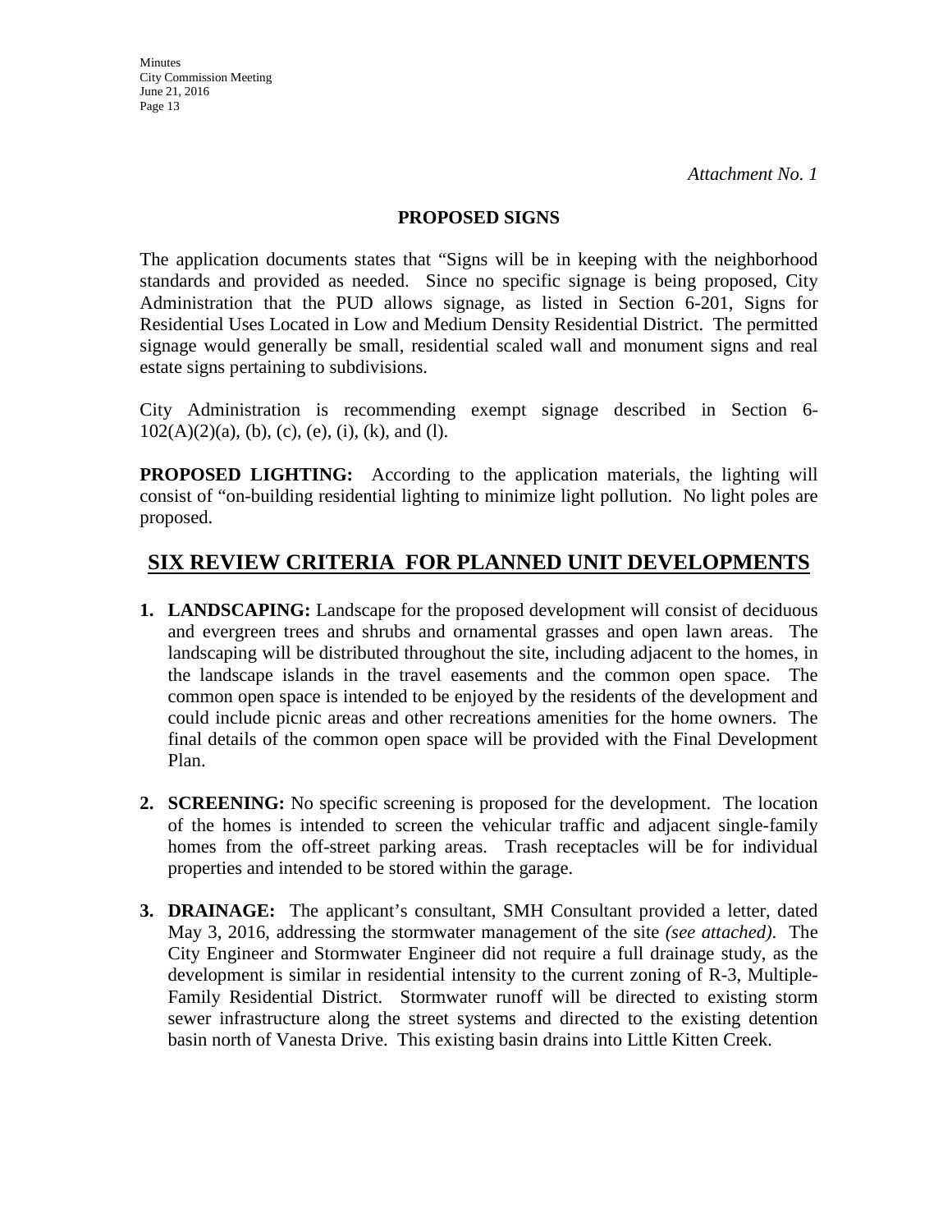*Attachment No. 1*

**PROPOSED SIGNS**

The application documents states that “Signs will be in keeping with the neighborhood standards and provided as needed. Since no specific signage is being proposed, City Administration that the PUD allows signage, as listed in Section 6-201, Signs for Residential Uses Located in Low and Medium Density Residential District. The permitted signage would generally be small, residential scaled wall and monument signs and real estate signs pertaining to subdivisions.

City Administration is recommending exempt signage described in Section 6-102(A)(2)(a), (b), (c), (e), (i), (k), and (l).

**PROPOSED LIGHTING:** According to the application materials, the lighting will consist of “on-building residential lighting to minimize light pollution. No light poles are proposed.

## SIX REVIEW CRITERIA FOR PLANNED UNIT DEVELOPMENTS

1. **LANDSCAPING:** Landscape for the proposed development will consist of deciduous and evergreen trees and shrubs and ornamental grasses and open lawn areas. The landscaping will be distributed throughout the site, including adjacent to the homes, in the landscape islands in the travel easements and the common open space. The common open space is intended to be enjoyed by the residents of the development and could include picnic areas and other recreations amenities for the home owners. The final details of the common open space will be provided with the Final Development Plan.

2. **SCREENING:** No specific screening is proposed for the development. The location of the homes is intended to screen the vehicular traffic and adjacent single-family homes from the off-street parking areas. Trash receptacles will be for individual properties and intended to be stored within the garage.

3. **DRAINAGE:** The applicant’s consultant, SMH Consultant provided a letter, dated May 3, 2016, addressing the stormwater management of the site *(see attached).* The City Engineer and Stormwater Engineer did not require a full drainage study, as the development is similar in residential intensity to the current zoning of R-3, Multiple-Family Residential District. Stormwater runoff will be directed to existing storm sewer infrastructure along the street systems and directed to the existing detention basin north of Vanesta Drive. This existing basin drains into Little Kitten Creek.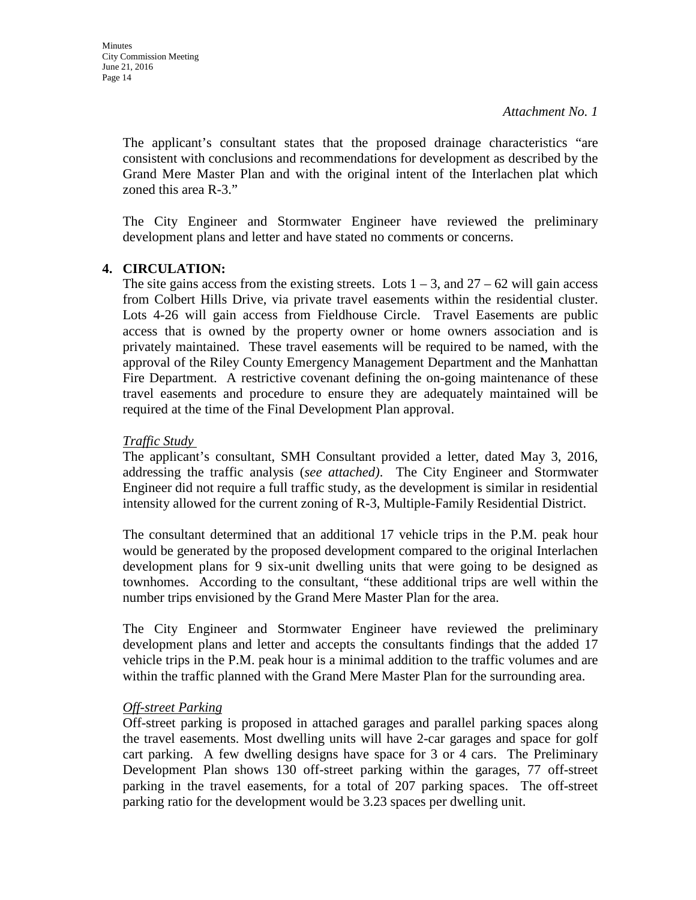*Attachment No. 1*

The applicant's consultant states that the proposed drainage characteristics "are consistent with conclusions and recommendations for development as described by the Grand Mere Master Plan and with the original intent of the Interlachen plat which zoned this area R-3."

The City Engineer and Stormwater Engineer have reviewed the preliminary development plans and letter and have stated no comments or concerns.

**4. CIRCULATION:**

The site gains access from the existing streets. Lots 1 – 3, and 27 – 62 will gain access from Colbert Hills Drive, via private travel easements within the residential cluster. Lots 4-26 will gain access from Fieldhouse Circle. Travel Easements are public access that is owned by the property owner or home owners association and is privately maintained. These travel easements will be required to be named, with the approval of the Riley County Emergency Management Department and the Manhattan Fire Department. A restrictive covenant defining the on-going maintenance of these travel easements and procedure to ensure they are adequately maintained will be required at the time of the Final Development Plan approval.

*Traffic Study*

The applicant's consultant, SMH Consultant provided a letter, dated May 3, 2016, addressing the traffic analysis (*see attached)*. The City Engineer and Stormwater Engineer did not require a full traffic study, as the development is similar in residential intensity allowed for the current zoning of R-3, Multiple-Family Residential District.

The consultant determined that an additional 17 vehicle trips in the P.M. peak hour would be generated by the proposed development compared to the original Interlachen development plans for 9 six-unit dwelling units that were going to be designed as townhomes. According to the consultant, "these additional trips are well within the number trips envisioned by the Grand Mere Master Plan for the area.

The City Engineer and Stormwater Engineer have reviewed the preliminary development plans and letter and accepts the consultants findings that the added 17 vehicle trips in the P.M. peak hour is a minimal addition to the traffic volumes and are within the traffic planned with the Grand Mere Master Plan for the surrounding area.

*Off-street Parking*

Off-street parking is proposed in attached garages and parallel parking spaces along the travel easements. Most dwelling units will have 2-car garages and space for golf cart parking. A few dwelling designs have space for 3 or 4 cars. The Preliminary Development Plan shows 130 off-street parking within the garages, 77 off-street parking in the travel easements, for a total of 207 parking spaces. The off-street parking ratio for the development would be 3.23 spaces per dwelling unit.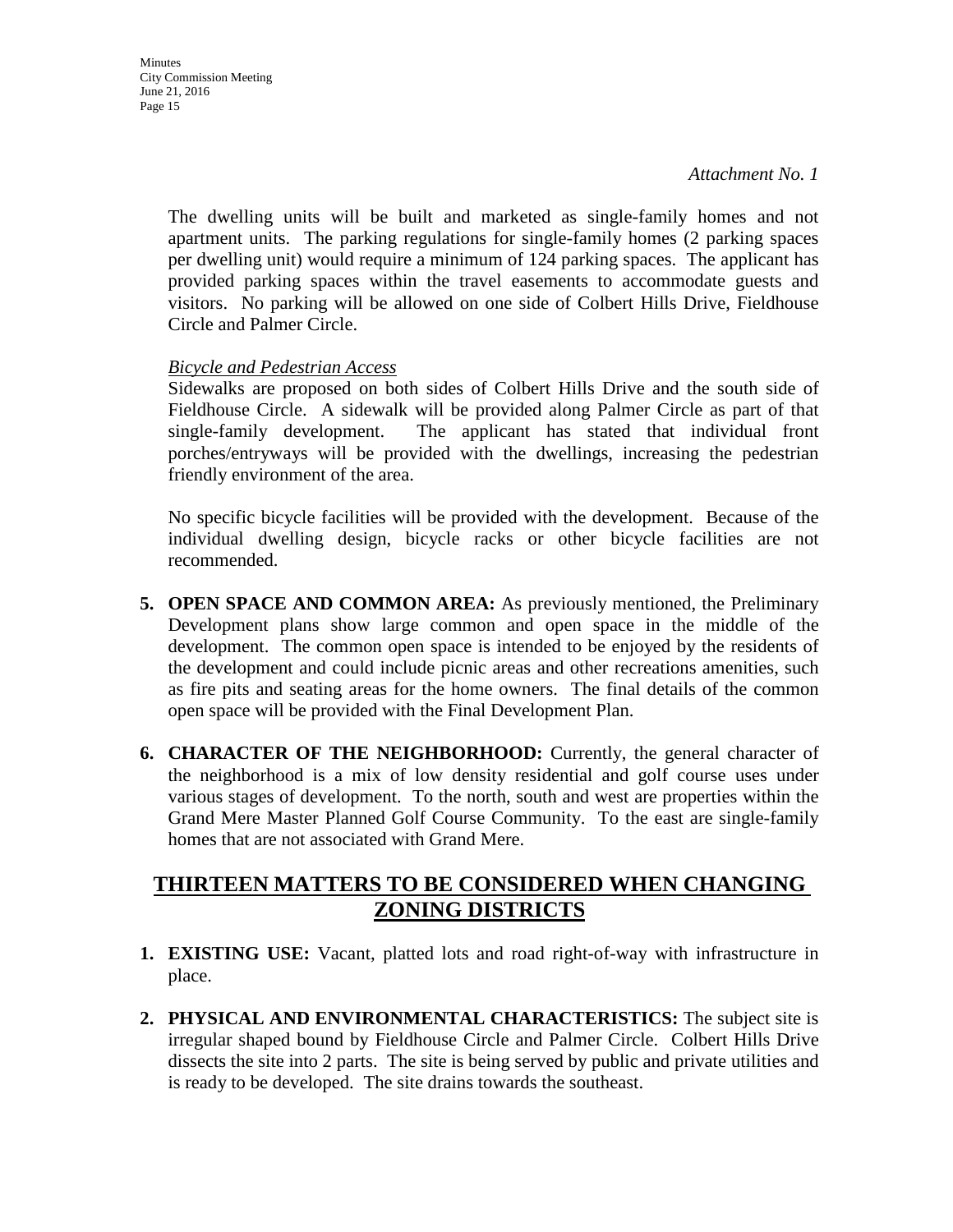*Attachment No. 1*

The dwelling units will be built and marketed as single-family homes and not apartment units. The parking regulations for single-family homes (2 parking spaces per dwelling unit) would require a minimum of 124 parking spaces. The applicant has provided parking spaces within the travel easements to accommodate guests and visitors. No parking will be allowed on one side of Colbert Hills Drive, Fieldhouse Circle and Palmer Circle.

*Bicycle and Pedestrian Access*

Sidewalks are proposed on both sides of Colbert Hills Drive and the south side of Fieldhouse Circle. A sidewalk will be provided along Palmer Circle as part of that single-family development. The applicant has stated that individual front porches/entryways will be provided with the dwellings, increasing the pedestrian friendly environment of the area.

No specific bicycle facilities will be provided with the development. Because of the individual dwelling design, bicycle racks or other bicycle facilities are not recommended.

5. **OPEN SPACE AND COMMON AREA:** As previously mentioned, the Preliminary Development plans show large common and open space in the middle of the development. The common open space is intended to be enjoyed by the residents of the development and could include picnic areas and other recreations amenities, such as fire pits and seating areas for the home owners. The final details of the common open space will be provided with the Final Development Plan.

6. **CHARACTER OF THE NEIGHBORHOOD:** Currently, the general character of the neighborhood is a mix of low density residential and golf course uses under various stages of development. To the north, south and west are properties within the Grand Mere Master Planned Golf Course Community. To the east are single-family homes that are not associated with Grand Mere.

## THIRTEEN MATTERS TO BE CONSIDERED WHEN CHANGING ZONING DISTRICTS

1. **EXISTING USE:** Vacant, platted lots and road right-of-way with infrastructure in place.

2. **PHYSICAL AND ENVIRONMENTAL CHARACTERISTICS:** The subject site is irregular shaped bound by Fieldhouse Circle and Palmer Circle. Colbert Hills Drive dissects the site into 2 parts. The site is being served by public and private utilities and is ready to be developed. The site drains towards the southeast.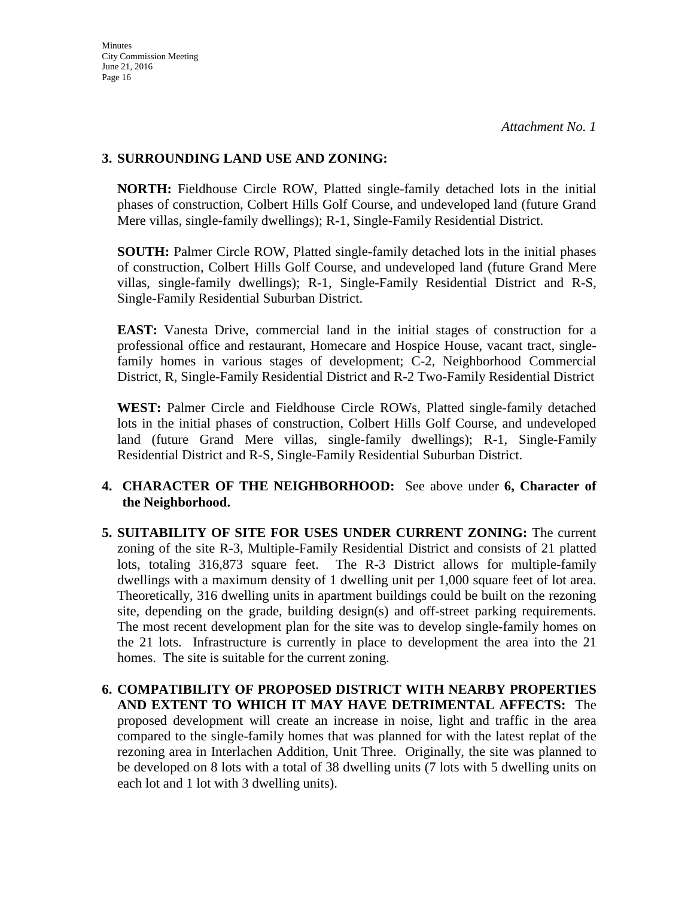*Attachment No. 1*

**3. SURROUNDING LAND USE AND ZONING:**

**NORTH:** Fieldhouse Circle ROW, Platted single-family detached lots in the initial phases of construction, Colbert Hills Golf Course, and undeveloped land (future Grand Mere villas, single-family dwellings); R-1, Single-Family Residential District.

**SOUTH:** Palmer Circle ROW, Platted single-family detached lots in the initial phases of construction, Colbert Hills Golf Course, and undeveloped land (future Grand Mere villas, single-family dwellings); R-1, Single-Family Residential District and R-S, Single-Family Residential Suburban District.

**EAST:** Vanesta Drive, commercial land in the initial stages of construction for a professional office and restaurant, Homecare and Hospice House, vacant tract, single-family homes in various stages of development; C-2, Neighborhood Commercial District, R, Single-Family Residential District and R-2 Two-Family Residential District

**WEST:** Palmer Circle and Fieldhouse Circle ROWs, Platted single-family detached lots in the initial phases of construction, Colbert Hills Golf Course, and undeveloped land (future Grand Mere villas, single-family dwellings); R-1, Single-Family Residential District and R-S, Single-Family Residential Suburban District.

**4. CHARACTER OF THE NEIGHBORHOOD:** See above under **6, Character of the Neighborhood.**

**5. SUITABILITY OF SITE FOR USES UNDER CURRENT ZONING:** The current zoning of the site R-3, Multiple-Family Residential District and consists of 21 platted lots, totaling 316,873 square feet. The R-3 District allows for multiple-family dwellings with a maximum density of 1 dwelling unit per 1,000 square feet of lot area. Theoretically, 316 dwelling units in apartment buildings could be built on the rezoning site, depending on the grade, building design(s) and off-street parking requirements. The most recent development plan for the site was to develop single-family homes on the 21 lots. Infrastructure is currently in place to development the area into the 21 homes. The site is suitable for the current zoning.

**6. COMPATIBILITY OF PROPOSED DISTRICT WITH NEARBY PROPERTIES AND EXTENT TO WHICH IT MAY HAVE DETRIMENTAL AFFECTS:** The proposed development will create an increase in noise, light and traffic in the area compared to the single-family homes that was planned for with the latest replat of the rezoning area in Interlachen Addition, Unit Three. Originally, the site was planned to be developed on 8 lots with a total of 38 dwelling units (7 lots with 5 dwelling units on each lot and 1 lot with 3 dwelling units).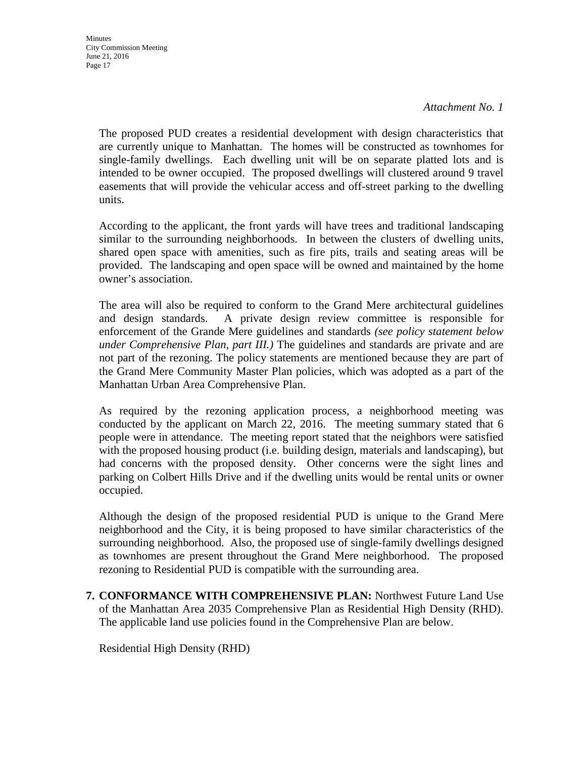*Attachment No. 1*

The proposed PUD creates a residential development with design characteristics that are currently unique to Manhattan. The homes will be constructed as townhomes for single-family dwellings. Each dwelling unit will be on separate platted lots and is intended to be owner occupied. The proposed dwellings will clustered around 9 travel easements that will provide the vehicular access and off-street parking to the dwelling units.

According to the applicant, the front yards will have trees and traditional landscaping similar to the surrounding neighborhoods. In between the clusters of dwelling units, shared open space with amenities, such as fire pits, trails and seating areas will be provided. The landscaping and open space will be owned and maintained by the home owner's association.

The area will also be required to conform to the Grand Mere architectural guidelines and design standards. A private design review committee is responsible for enforcement of the Grande Mere guidelines and standards *(see policy statement below under Comprehensive Plan, part III.)* The guidelines and standards are private and are not part of the rezoning. The policy statements are mentioned because they are part of the Grand Mere Community Master Plan policies, which was adopted as a part of the Manhattan Urban Area Comprehensive Plan.

As required by the rezoning application process, a neighborhood meeting was conducted by the applicant on March 22, 2016. The meeting summary stated that 6 people were in attendance. The meeting report stated that the neighbors were satisfied with the proposed housing product (i.e. building design, materials and landscaping), but had concerns with the proposed density. Other concerns were the sight lines and parking on Colbert Hills Drive and if the dwelling units would be rental units or owner occupied.

Although the design of the proposed residential PUD is unique to the Grand Mere neighborhood and the City, it is being proposed to have similar characteristics of the surrounding neighborhood. Also, the proposed use of single-family dwellings designed as townhomes are present throughout the Grand Mere neighborhood. The proposed rezoning to Residential PUD is compatible with the surrounding area.

**7. CONFORMANCE WITH COMPREHENSIVE PLAN:** Northwest Future Land Use of the Manhattan Area 2035 Comprehensive Plan as Residential High Density (RHD). The applicable land use policies found in the Comprehensive Plan are below.

Residential High Density (RHD)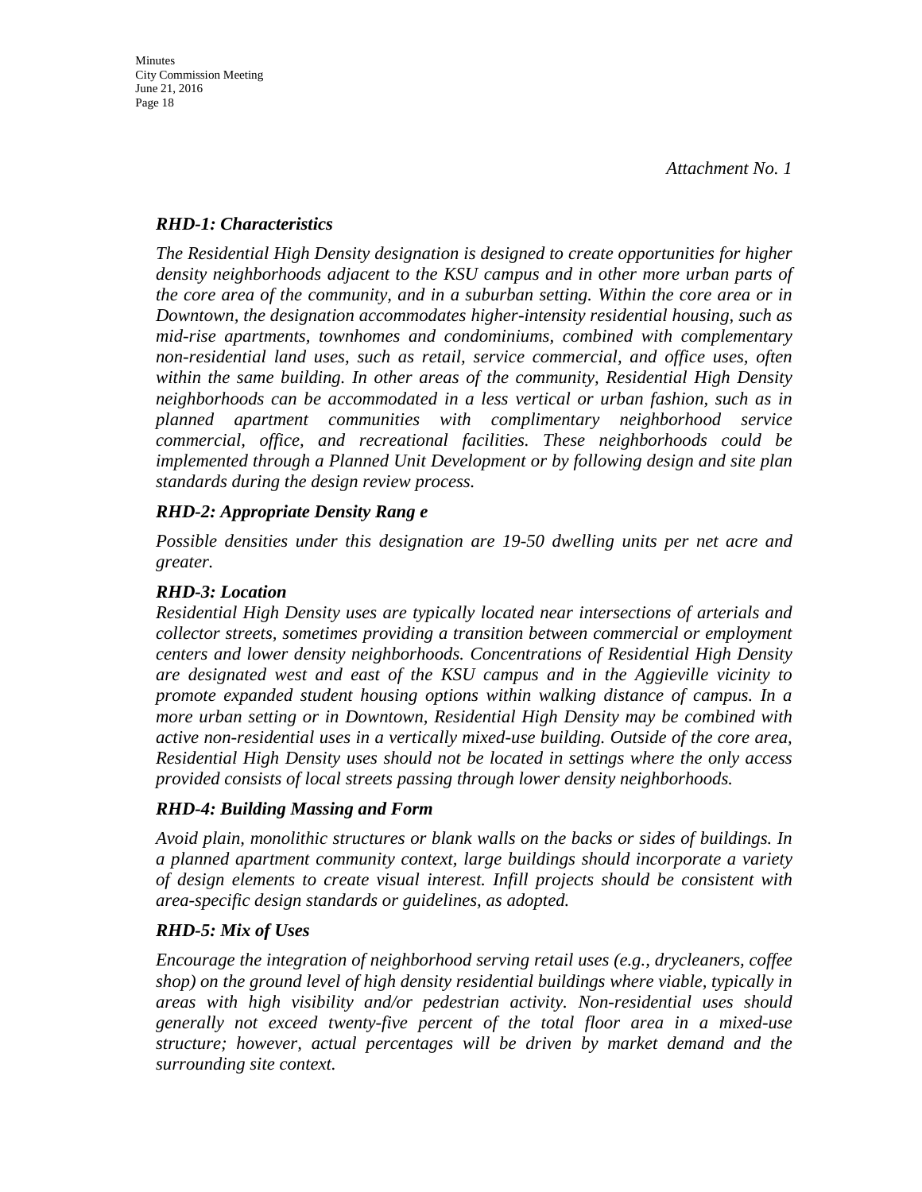*Attachment No. 1*

### *RHD-1: Characteristics*

*The Residential High Density designation is designed to create opportunities for higher density neighborhoods adjacent to the KSU campus and in other more urban parts of the core area of the community, and in a suburban setting. Within the core area or in Downtown, the designation accommodates higher-intensity residential housing, such as mid-rise apartments, townhomes and condominiums, combined with complementary non-residential land uses, such as retail, service commercial, and office uses, often within the same building. In other areas of the community, Residential High Density neighborhoods can be accommodated in a less vertical or urban fashion, such as in planned apartment communities with complimentary neighborhood service commercial, office, and recreational facilities. These neighborhoods could be implemented through a Planned Unit Development or by following design and site plan standards during the design review process.*

### *RHD-2: Appropriate Density Rang e*

*Possible densities under this designation are 19-50 dwelling units per net acre and greater.*

### *RHD-3: Location*

*Residential High Density uses are typically located near intersections of arterials and collector streets, sometimes providing a transition between commercial or employment centers and lower density neighborhoods. Concentrations of Residential High Density are designated west and east of the KSU campus and in the Aggieville vicinity to promote expanded student housing options within walking distance of campus. In a more urban setting or in Downtown, Residential High Density may be combined with active non-residential uses in a vertically mixed-use building. Outside of the core area, Residential High Density uses should not be located in settings where the only access provided consists of local streets passing through lower density neighborhoods.*

### *RHD-4: Building Massing and Form*

*Avoid plain, monolithic structures or blank walls on the backs or sides of buildings. In a planned apartment community context, large buildings should incorporate a variety of design elements to create visual interest. Infill projects should be consistent with area-specific design standards or guidelines, as adopted.*

### *RHD-5: Mix of Uses*

*Encourage the integration of neighborhood serving retail uses (e.g., drycleaners, coffee shop) on the ground level of high density residential buildings where viable, typically in areas with high visibility and/or pedestrian activity. Non-residential uses should generally not exceed twenty-five percent of the total floor area in a mixed-use structure; however, actual percentages will be driven by market demand and the surrounding site context.*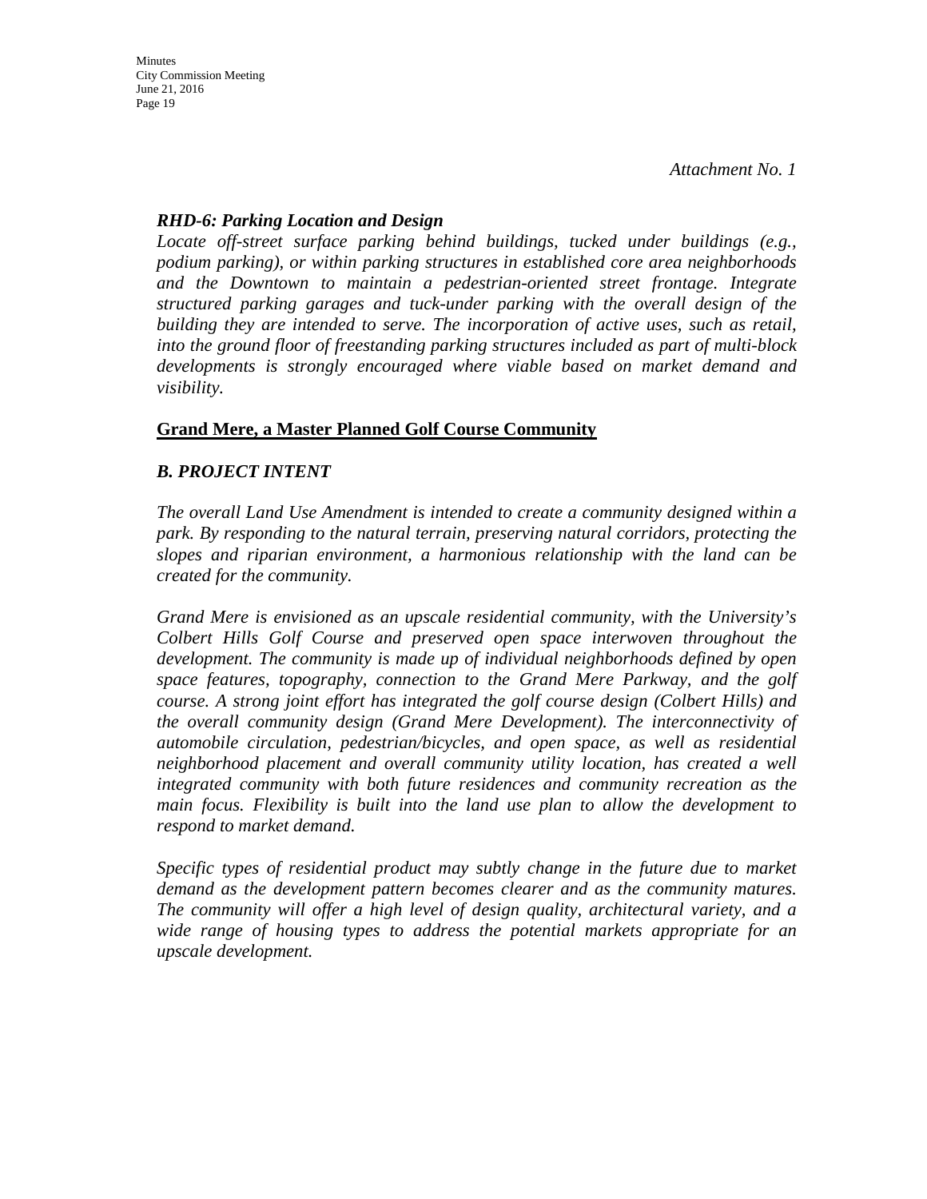*Attachment No. 1*

***RHD-6: Parking Location and Design***

*Locate off-street surface parking behind buildings, tucked under buildings (e.g., podium parking), or within parking structures in established core area neighborhoods and the Downtown to maintain a pedestrian-oriented street frontage. Integrate structured parking garages and tuck-under parking with the overall design of the building they are intended to serve. The incorporation of active uses, such as retail, into the ground floor of freestanding parking structures included as part of multi-block developments is strongly encouraged where viable based on market demand and visibility.*

**Grand Mere, a Master Planned Golf Course Community**

***B. PROJECT INTENT***

*The overall Land Use Amendment is intended to create a community designed within a park. By responding to the natural terrain, preserving natural corridors, protecting the slopes and riparian environment, a harmonious relationship with the land can be created for the community.*

*Grand Mere is envisioned as an upscale residential community, with the University's Colbert Hills Golf Course and preserved open space interwoven throughout the development. The community is made up of individual neighborhoods defined by open space features, topography, connection to the Grand Mere Parkway, and the golf course. A strong joint effort has integrated the golf course design (Colbert Hills) and the overall community design (Grand Mere Development). The interconnectivity of automobile circulation, pedestrian/bicycles, and open space, as well as residential neighborhood placement and overall community utility location, has created a well integrated community with both future residences and community recreation as the main focus. Flexibility is built into the land use plan to allow the development to respond to market demand.*

*Specific types of residential product may subtly change in the future due to market demand as the development pattern becomes clearer and as the community matures. The community will offer a high level of design quality, architectural variety, and a wide range of housing types to address the potential markets appropriate for an upscale development.*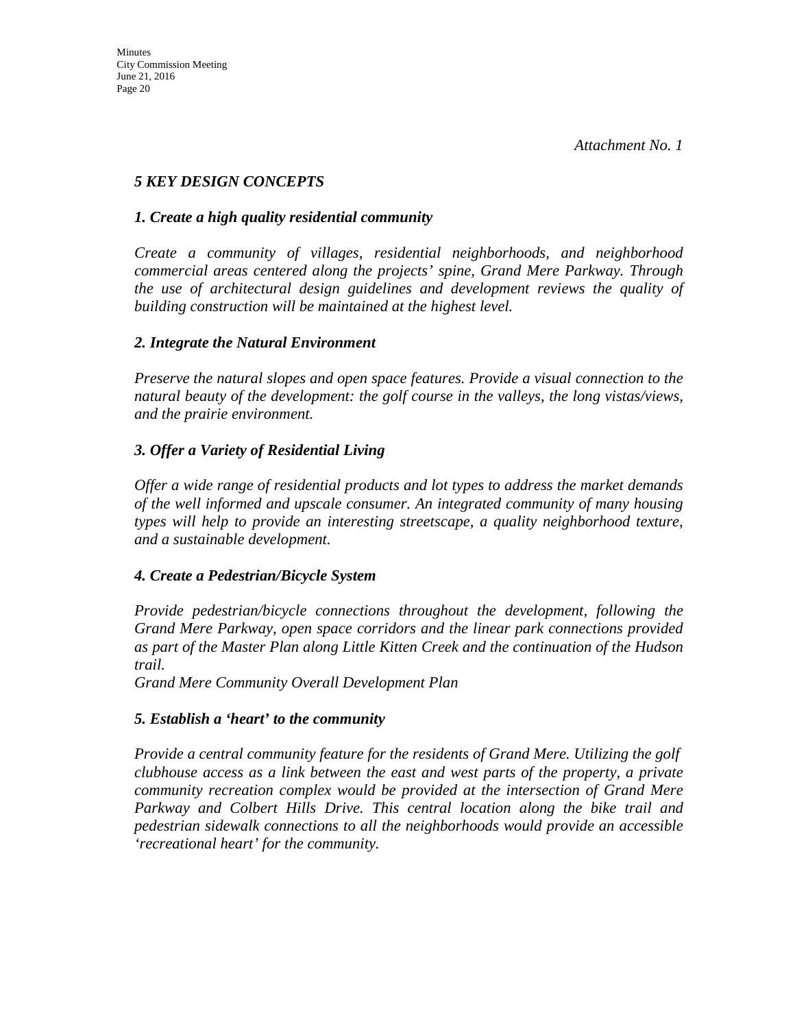*Attachment No. 1*

## *5 KEY DESIGN CONCEPTS*

### *1. Create a high quality residential community*

*Create a community of villages, residential neighborhoods, and neighborhood commercial areas centered along the projects' spine, Grand Mere Parkway. Through the use of architectural design guidelines and development reviews the quality of building construction will be maintained at the highest level.*

### *2. Integrate the Natural Environment*

*Preserve the natural slopes and open space features. Provide a visual connection to the natural beauty of the development: the golf course in the valleys, the long vistas/views, and the prairie environment.*

### *3. Offer a Variety of Residential Living*

*Offer a wide range of residential products and lot types to address the market demands of the well informed and upscale consumer. An integrated community of many housing types will help to provide an interesting streetscape, a quality neighborhood texture, and a sustainable development.*

### *4. Create a Pedestrian/Bicycle System*

*Provide pedestrian/bicycle connections throughout the development, following the Grand Mere Parkway, open space corridors and the linear park connections provided as part of the Master Plan along Little Kitten Creek and the continuation of the Hudson trail.*
*Grand Mere Community Overall Development Plan*

### *5. Establish a 'heart' to the community*

*Provide a central community feature for the residents of Grand Mere. Utilizing the golf clubhouse access as a link between the east and west parts of the property, a private community recreation complex would be provided at the intersection of Grand Mere Parkway and Colbert Hills Drive. This central location along the bike trail and pedestrian sidewalk connections to all the neighborhoods would provide an accessible 'recreational heart' for the community.*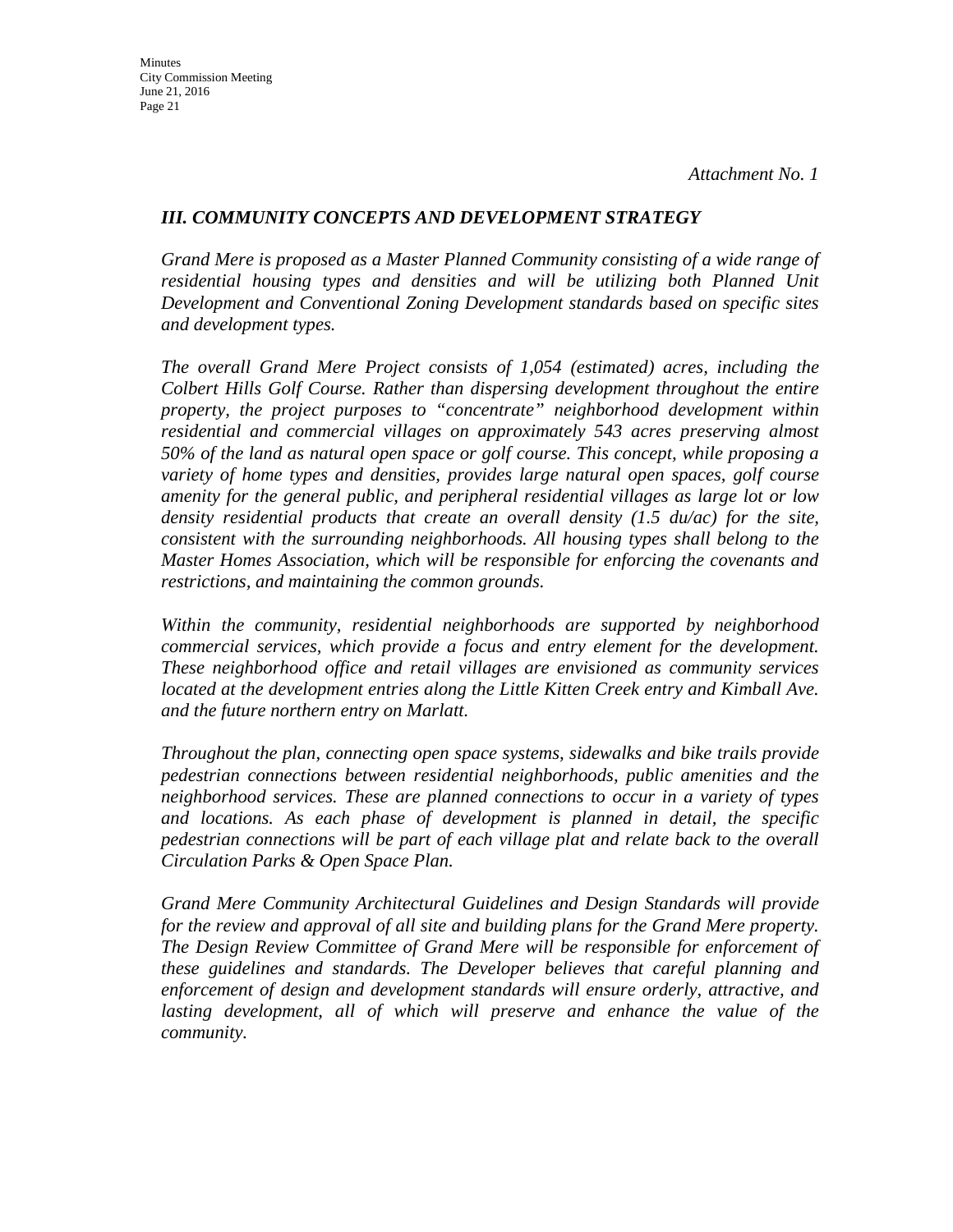*Attachment No. 1*

### *III. COMMUNITY CONCEPTS AND DEVELOPMENT STRATEGY*

*Grand Mere is proposed as a Master Planned Community consisting of a wide range of residential housing types and densities and will be utilizing both Planned Unit Development and Conventional Zoning Development standards based on specific sites and development types.*

*The overall Grand Mere Project consists of 1,054 (estimated) acres, including the Colbert Hills Golf Course. Rather than dispersing development throughout the entire property, the project purposes to "concentrate" neighborhood development within residential and commercial villages on approximately 543 acres preserving almost 50% of the land as natural open space or golf course. This concept, while proposing a variety of home types and densities, provides large natural open spaces, golf course amenity for the general public, and peripheral residential villages as large lot or low density residential products that create an overall density (1.5 du/ac) for the site, consistent with the surrounding neighborhoods. All housing types shall belong to the Master Homes Association, which will be responsible for enforcing the covenants and restrictions, and maintaining the common grounds.*

*Within the community, residential neighborhoods are supported by neighborhood commercial services, which provide a focus and entry element for the development. These neighborhood office and retail villages are envisioned as community services located at the development entries along the Little Kitten Creek entry and Kimball Ave. and the future northern entry on Marlatt.*

*Throughout the plan, connecting open space systems, sidewalks and bike trails provide pedestrian connections between residential neighborhoods, public amenities and the neighborhood services. These are planned connections to occur in a variety of types and locations. As each phase of development is planned in detail, the specific pedestrian connections will be part of each village plat and relate back to the overall Circulation Parks & Open Space Plan.*

*Grand Mere Community Architectural Guidelines and Design Standards will provide for the review and approval of all site and building plans for the Grand Mere property. The Design Review Committee of Grand Mere will be responsible for enforcement of these guidelines and standards. The Developer believes that careful planning and enforcement of design and development standards will ensure orderly, attractive, and lasting development, all of which will preserve and enhance the value of the community.*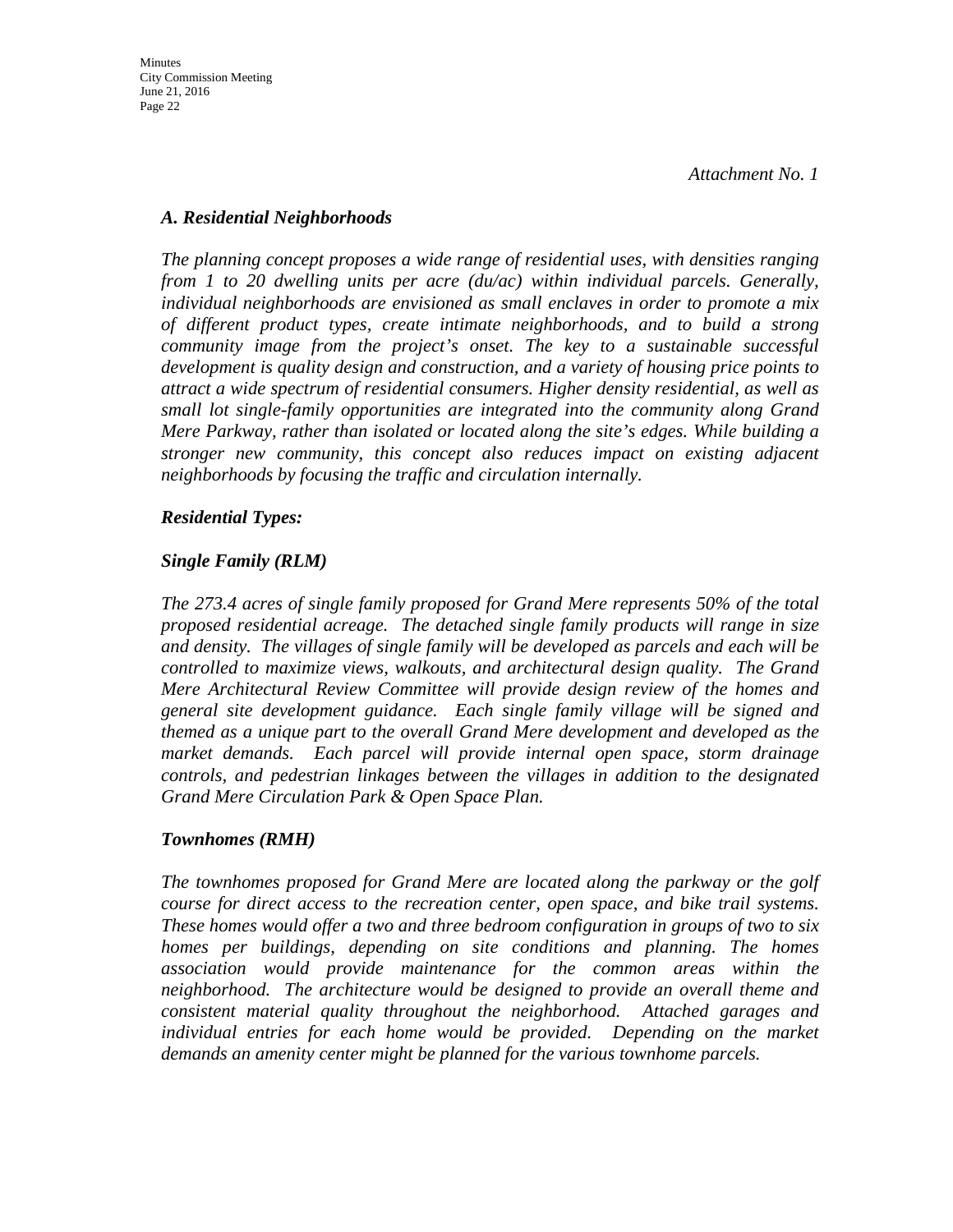*Attachment No. 1*

### *A. Residential Neighborhoods*

*The planning concept proposes a wide range of residential uses, with densities ranging from 1 to 20 dwelling units per acre (du/ac) within individual parcels. Generally, individual neighborhoods are envisioned as small enclaves in order to promote a mix of different product types, create intimate neighborhoods, and to build a strong community image from the project's onset. The key to a sustainable successful development is quality design and construction, and a variety of housing price points to attract a wide spectrum of residential consumers. Higher density residential, as well as small lot single-family opportunities are integrated into the community along Grand Mere Parkway, rather than isolated or located along the site's edges. While building a stronger new community, this concept also reduces impact on existing adjacent neighborhoods by focusing the traffic and circulation internally.*

#### *Residential Types:*

#### *Single Family (RLM)*

*The 273.4 acres of single family proposed for Grand Mere represents 50% of the total proposed residential acreage. The detached single family products will range in size and density. The villages of single family will be developed as parcels and each will be controlled to maximize views, walkouts, and architectural design quality. The Grand Mere Architectural Review Committee will provide design review of the homes and general site development guidance. Each single family village will be signed and themed as a unique part to the overall Grand Mere development and developed as the market demands. Each parcel will provide internal open space, storm drainage controls, and pedestrian linkages between the villages in addition to the designated Grand Mere Circulation Park & Open Space Plan.*

#### *Townhomes (RMH)*

*The townhomes proposed for Grand Mere are located along the parkway or the golf course for direct access to the recreation center, open space, and bike trail systems. These homes would offer a two and three bedroom configuration in groups of two to six homes per buildings, depending on site conditions and planning. The homes association would provide maintenance for the common areas within the neighborhood. The architecture would be designed to provide an overall theme and consistent material quality throughout the neighborhood. Attached garages and individual entries for each home would be provided. Depending on the market demands an amenity center might be planned for the various townhome parcels.*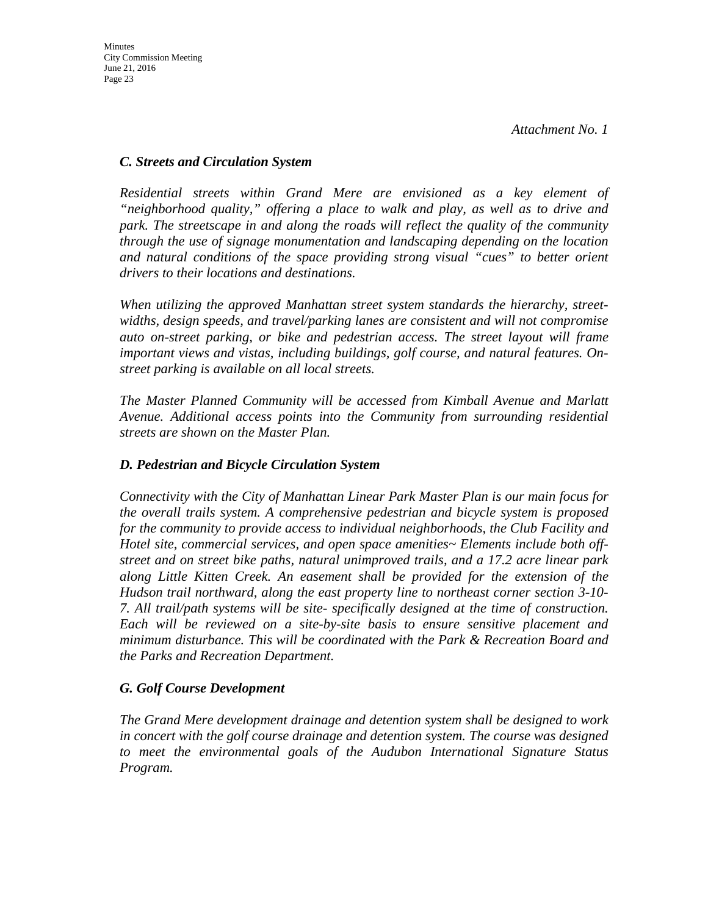*Attachment No. 1*

### *C. Streets and Circulation System*

*Residential streets within Grand Mere are envisioned as a key element of "neighborhood quality," offering a place to walk and play, as well as to drive and park. The streetscape in and along the roads will reflect the quality of the community through the use of signage monumentation and landscaping depending on the location and natural conditions of the space providing strong visual "cues" to better orient drivers to their locations and destinations.*

*When utilizing the approved Manhattan street system standards the hierarchy, street-widths, design speeds, and travel/parking lanes are consistent and will not compromise auto on-street parking, or bike and pedestrian access. The street layout will frame important views and vistas, including buildings, golf course, and natural features. On-street parking is available on all local streets.*

*The Master Planned Community will be accessed from Kimball Avenue and Marlatt Avenue. Additional access points into the Community from surrounding residential streets are shown on the Master Plan.*

### *D. Pedestrian and Bicycle Circulation System*

*Connectivity with the City of Manhattan Linear Park Master Plan is our main focus for the overall trails system. A comprehensive pedestrian and bicycle system is proposed for the community to provide access to individual neighborhoods, the Club Facility and Hotel site, commercial services, and open space amenities~ Elements include both off-street and on street bike paths, natural unimproved trails, and a 17.2 acre linear park along Little Kitten Creek. An easement shall be provided for the extension of the Hudson trail northward, along the east property line to northeast corner section 3-10-7. All trail/path systems will be site- specifically designed at the time of construction. Each will be reviewed on a site-by-site basis to ensure sensitive placement and minimum disturbance. This will be coordinated with the Park & Recreation Board and the Parks and Recreation Department.*

### *G. Golf Course Development*

*The Grand Mere development drainage and detention system shall be designed to work in concert with the golf course drainage and detention system. The course was designed to meet the environmental goals of the Audubon International Signature Status Program.*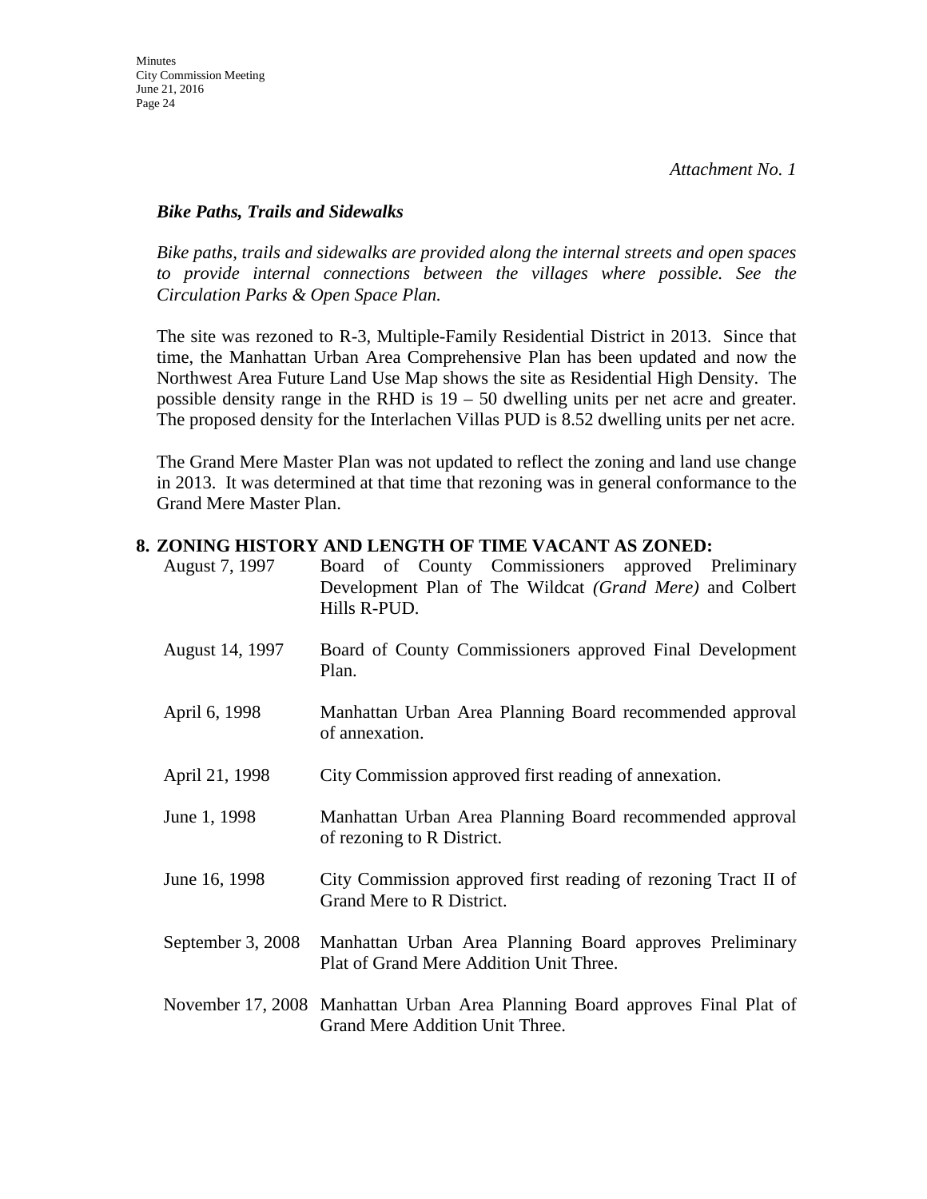*Attachment No. 1*

***Bike Paths, Trails and Sidewalks***

*Bike paths, trails and sidewalks are provided along the internal streets and open spaces to provide internal connections between the villages where possible. See the Circulation Parks & Open Space Plan.*

The site was rezoned to R-3, Multiple-Family Residential District in 2013. Since that time, the Manhattan Urban Area Comprehensive Plan has been updated and now the Northwest Area Future Land Use Map shows the site as Residential High Density. The possible density range in the RHD is 19 – 50 dwelling units per net acre and greater. The proposed density for the Interlachen Villas PUD is 8.52 dwelling units per net acre.

The Grand Mere Master Plan was not updated to reflect the zoning and land use change in 2013. It was determined at that time that rezoning was in general conformance to the Grand Mere Master Plan.

**8. ZONING HISTORY AND LENGTH OF TIME VACANT AS ZONED:**

| | |
|---|---|
| August 7, 1997 | Board of County Commissioners approved Preliminary Development Plan of The Wildcat *(Grand Mere)* and Colbert Hills R-PUD. |
| August 14, 1997 | Board of County Commissioners approved Final Development Plan. |
| April 6, 1998 | Manhattan Urban Area Planning Board recommended approval of annexation. |
| April 21, 1998 | City Commission approved first reading of annexation. |
| June 1, 1998 | Manhattan Urban Area Planning Board recommended approval of rezoning to R District. |
| June 16, 1998 | City Commission approved first reading of rezoning Tract II of Grand Mere to R District. |
| September 3, 2008 | Manhattan Urban Area Planning Board approves Preliminary Plat of Grand Mere Addition Unit Three. |
| November 17, 2008 | Manhattan Urban Area Planning Board approves Final Plat of Grand Mere Addition Unit Three. |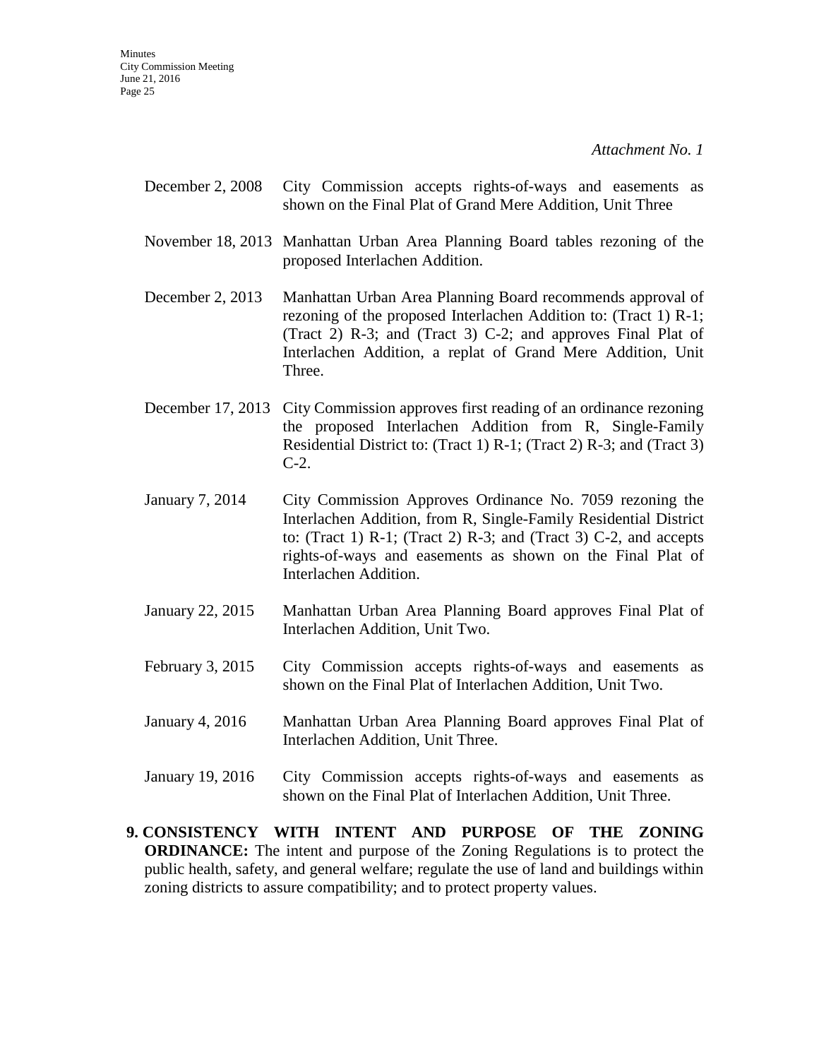*Attachment No. 1*

| | |
|---|---|
| December 2, 2008 | City Commission accepts rights-of-ways and easements as shown on the Final Plat of Grand Mere Addition, Unit Three |
| November 18, 2013 | Manhattan Urban Area Planning Board tables rezoning of the proposed Interlachen Addition. |
| December 2, 2013 | Manhattan Urban Area Planning Board recommends approval of rezoning of the proposed Interlachen Addition to: (Tract 1) R-1; (Tract 2) R-3; and (Tract 3) C-2; and approves Final Plat of Interlachen Addition, a replat of Grand Mere Addition, Unit Three. |
| December 17, 2013 | City Commission approves first reading of an ordinance rezoning the proposed Interlachen Addition from R, Single-Family Residential District to: (Tract 1) R-1; (Tract 2) R-3; and (Tract 3) C-2. |
| January 7, 2014 | City Commission Approves Ordinance No. 7059 rezoning the Interlachen Addition, from R, Single-Family Residential District to: (Tract 1) R-1; (Tract 2) R-3; and (Tract 3) C-2, and accepts rights-of-ways and easements as shown on the Final Plat of Interlachen Addition. |
| January 22, 2015 | Manhattan Urban Area Planning Board approves Final Plat of Interlachen Addition, Unit Two. |
| February 3, 2015 | City Commission accepts rights-of-ways and easements as shown on the Final Plat of Interlachen Addition, Unit Two. |
| January 4, 2016 | Manhattan Urban Area Planning Board approves Final Plat of Interlachen Addition, Unit Three. |
| January 19, 2016 | City Commission accepts rights-of-ways and easements as shown on the Final Plat of Interlachen Addition, Unit Three. |

9. **CONSISTENCY WITH INTENT AND PURPOSE OF THE ZONING ORDINANCE:** The intent and purpose of the Zoning Regulations is to protect the public health, safety, and general welfare; regulate the use of land and buildings within zoning districts to assure compatibility; and to protect property values.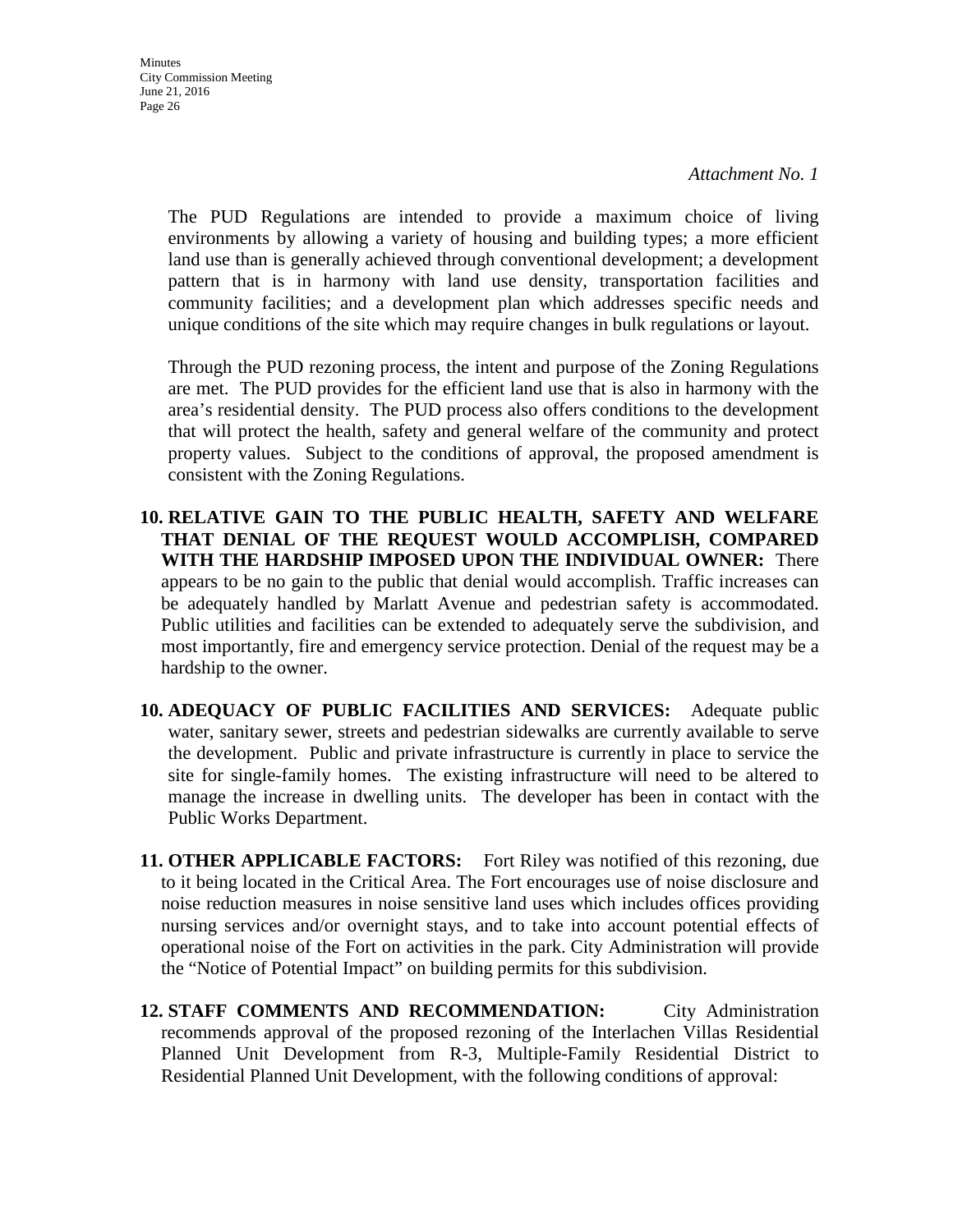*Attachment No. 1*

The PUD Regulations are intended to provide a maximum choice of living environments by allowing a variety of housing and building types; a more efficient land use than is generally achieved through conventional development; a development pattern that is in harmony with land use density, transportation facilities and community facilities; and a development plan which addresses specific needs and unique conditions of the site which may require changes in bulk regulations or layout.

Through the PUD rezoning process, the intent and purpose of the Zoning Regulations are met. The PUD provides for the efficient land use that is also in harmony with the area's residential density. The PUD process also offers conditions to the development that will protect the health, safety and general welfare of the community and protect property values. Subject to the conditions of approval, the proposed amendment is consistent with the Zoning Regulations.

**10. RELATIVE GAIN TO THE PUBLIC HEALTH, SAFETY AND WELFARE THAT DENIAL OF THE REQUEST WOULD ACCOMPLISH, COMPARED WITH THE HARDSHIP IMPOSED UPON THE INDIVIDUAL OWNER:** There appears to be no gain to the public that denial would accomplish. Traffic increases can be adequately handled by Marlatt Avenue and pedestrian safety is accommodated. Public utilities and facilities can be extended to adequately serve the subdivision, and most importantly, fire and emergency service protection. Denial of the request may be a hardship to the owner.

**10. ADEQUACY OF PUBLIC FACILITIES AND SERVICES:** Adequate public water, sanitary sewer, streets and pedestrian sidewalks are currently available to serve the development. Public and private infrastructure is currently in place to service the site for single-family homes. The existing infrastructure will need to be altered to manage the increase in dwelling units. The developer has been in contact with the Public Works Department.

**11. OTHER APPLICABLE FACTORS:** Fort Riley was notified of this rezoning, due to it being located in the Critical Area. The Fort encourages use of noise disclosure and noise reduction measures in noise sensitive land uses which includes offices providing nursing services and/or overnight stays, and to take into account potential effects of operational noise of the Fort on activities in the park. City Administration will provide the "Notice of Potential Impact" on building permits for this subdivision.

**12. STAFF COMMENTS AND RECOMMENDATION:** City Administration recommends approval of the proposed rezoning of the Interlachen Villas Residential Planned Unit Development from R-3, Multiple-Family Residential District to Residential Planned Unit Development, with the following conditions of approval: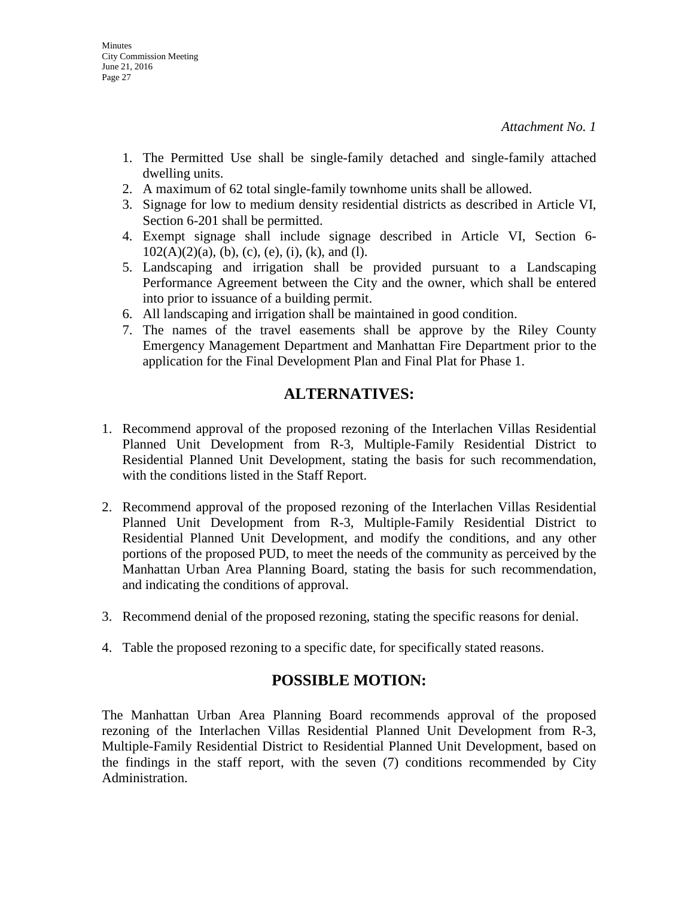*Attachment No. 1*

1. The Permitted Use shall be single-family detached and single-family attached dwelling units.
2. A maximum of 62 total single-family townhome units shall be allowed.
3. Signage for low to medium density residential districts as described in Article VI, Section 6-201 shall be permitted.
4. Exempt signage shall include signage described in Article VI, Section 6-102(A)(2)(a), (b), (c), (e), (i), (k), and (l).
5. Landscaping and irrigation shall be provided pursuant to a Landscaping Performance Agreement between the City and the owner, which shall be entered into prior to issuance of a building permit.
6. All landscaping and irrigation shall be maintained in good condition.
7. The names of the travel easements shall be approve by the Riley County Emergency Management Department and Manhattan Fire Department prior to the application for the Final Development Plan and Final Plat for Phase 1.

## ALTERNATIVES:

1. Recommend approval of the proposed rezoning of the Interlachen Villas Residential Planned Unit Development from R-3, Multiple-Family Residential District to Residential Planned Unit Development, stating the basis for such recommendation, with the conditions listed in the Staff Report.

2. Recommend approval of the proposed rezoning of the Interlachen Villas Residential Planned Unit Development from R-3, Multiple-Family Residential District to Residential Planned Unit Development, and modify the conditions, and any other portions of the proposed PUD, to meet the needs of the community as perceived by the Manhattan Urban Area Planning Board, stating the basis for such recommendation, and indicating the conditions of approval.

3. Recommend denial of the proposed rezoning, stating the specific reasons for denial.

4. Table the proposed rezoning to a specific date, for specifically stated reasons.

## POSSIBLE MOTION:

The Manhattan Urban Area Planning Board recommends approval of the proposed rezoning of the Interlachen Villas Residential Planned Unit Development from R-3, Multiple-Family Residential District to Residential Planned Unit Development, based on the findings in the staff report, with the seven (7) conditions recommended by City Administration.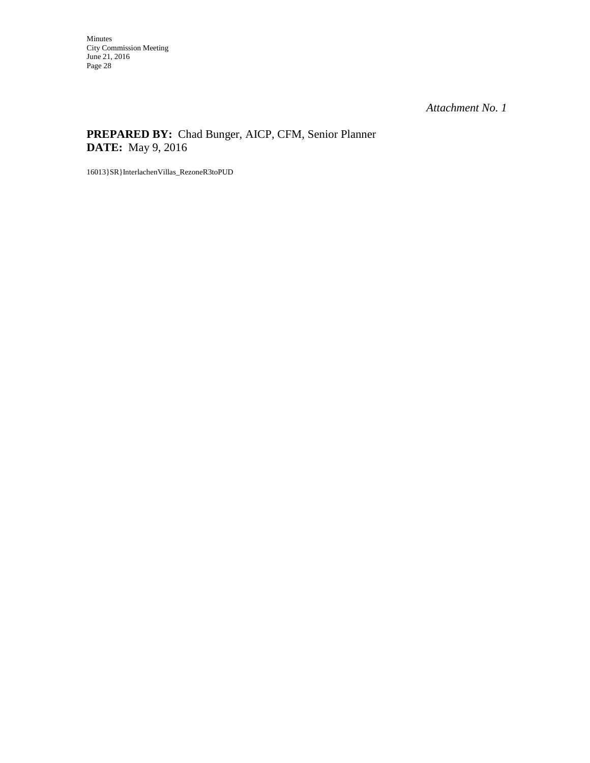*Attachment No. 1*

**PREPARED BY:** Chad Bunger, AICP, CFM, Senior Planner
**DATE:** May 9, 2016

16013}SR}InterlachenVillas_RezoneR3toPUD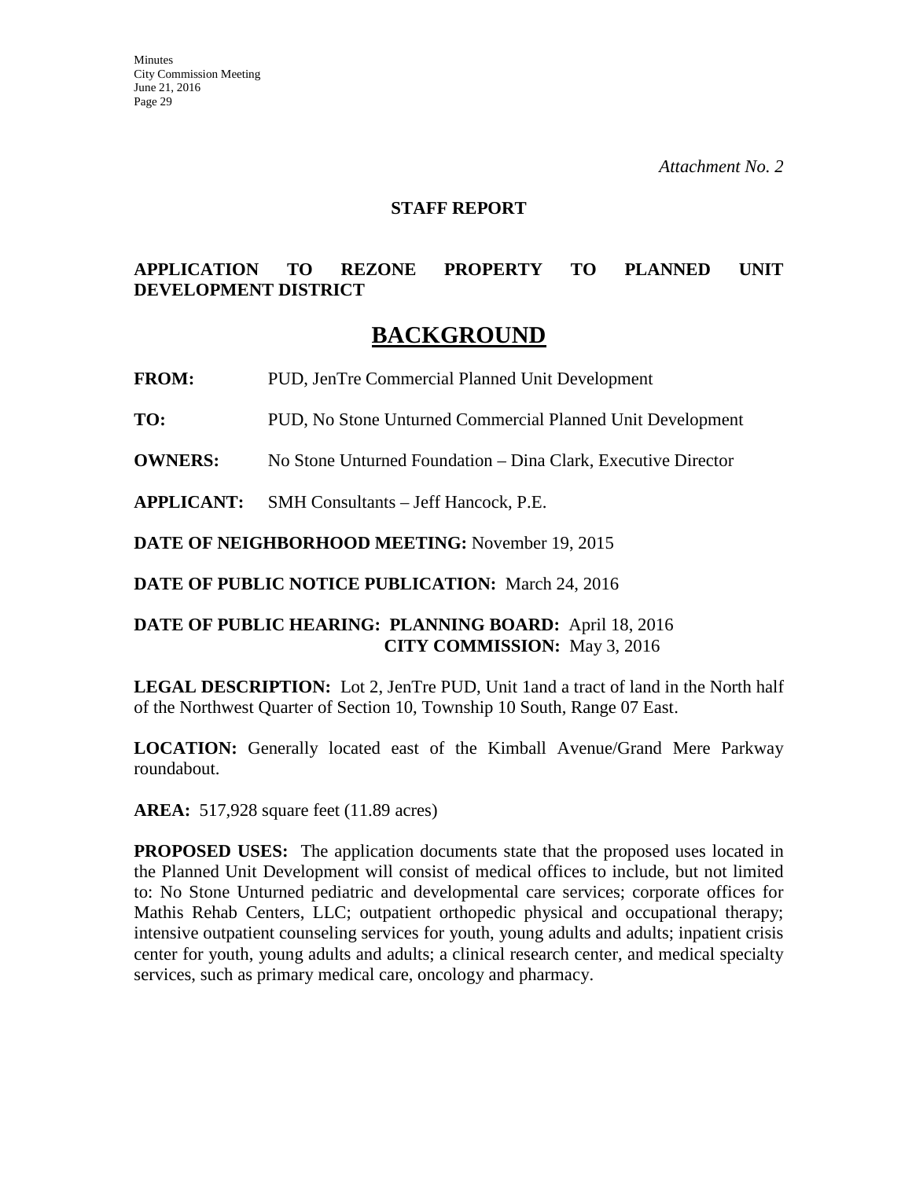*Attachment No. 2*

**STAFF REPORT**

**APPLICATION TO REZONE PROPERTY TO PLANNED UNIT DEVELOPMENT DISTRICT**

# BACKGROUND

**FROM:** PUD, JenTre Commercial Planned Unit Development

**TO:** PUD, No Stone Unturned Commercial Planned Unit Development

**OWNERS:** No Stone Unturned Foundation – Dina Clark, Executive Director

**APPLICANT:** SMH Consultants – Jeff Hancock, P.E.

**DATE OF NEIGHBORHOOD MEETING:** November 19, 2015

**DATE OF PUBLIC NOTICE PUBLICATION:** March 24, 2016

**DATE OF PUBLIC HEARING: PLANNING BOARD:** April 18, 2016
**CITY COMMISSION:** May 3, 2016

**LEGAL DESCRIPTION:** Lot 2, JenTre PUD, Unit 1and a tract of land in the North half of the Northwest Quarter of Section 10, Township 10 South, Range 07 East.

**LOCATION:** Generally located east of the Kimball Avenue/Grand Mere Parkway roundabout.

**AREA:** 517,928 square feet (11.89 acres)

**PROPOSED USES:** The application documents state that the proposed uses located in the Planned Unit Development will consist of medical offices to include, but not limited to: No Stone Unturned pediatric and developmental care services; corporate offices for Mathis Rehab Centers, LLC; outpatient orthopedic physical and occupational therapy; intensive outpatient counseling services for youth, young adults and adults; inpatient crisis center for youth, young adults and adults; a clinical research center, and medical specialty services, such as primary medical care, oncology and pharmacy.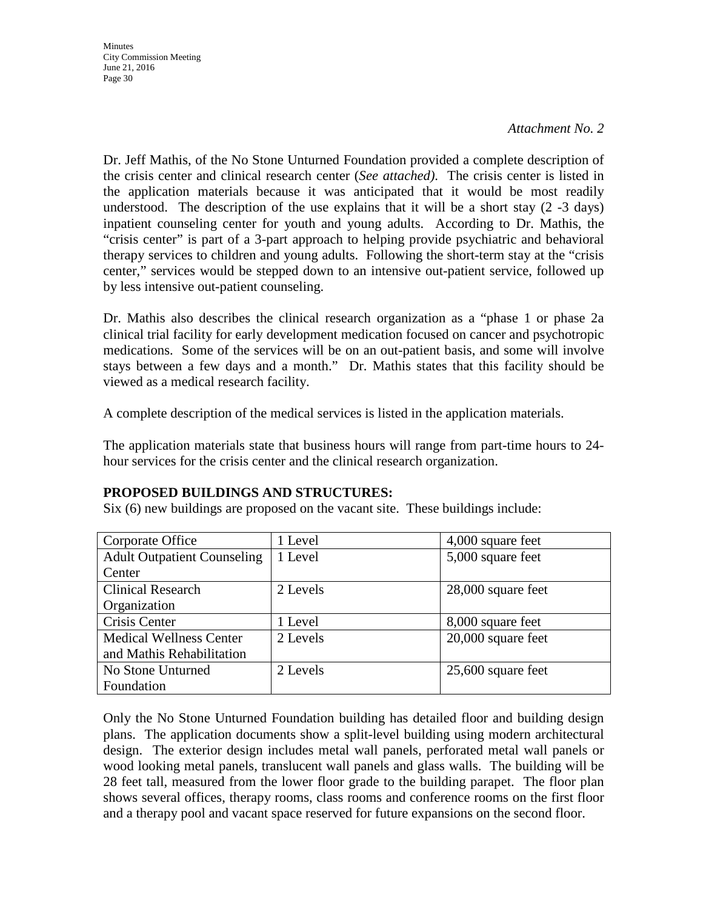*Attachment No. 2*

Dr. Jeff Mathis, of the No Stone Unturned Foundation provided a complete description of the crisis center and clinical research center (*See attached)*. The crisis center is listed in the application materials because it was anticipated that it would be most readily understood. The description of the use explains that it will be a short stay (2 -3 days) inpatient counseling center for youth and young adults. According to Dr. Mathis, the "crisis center" is part of a 3-part approach to helping provide psychiatric and behavioral therapy services to children and young adults. Following the short-term stay at the "crisis center," services would be stepped down to an intensive out-patient service, followed up by less intensive out-patient counseling.

Dr. Mathis also describes the clinical research organization as a "phase 1 or phase 2a clinical trial facility for early development medication focused on cancer and psychotropic medications. Some of the services will be on an out-patient basis, and some will involve stays between a few days and a month." Dr. Mathis states that this facility should be viewed as a medical research facility.

A complete description of the medical services is listed in the application materials.

The application materials state that business hours will range from part-time hours to 24-hour services for the crisis center and the clinical research organization.

**PROPOSED BUILDINGS AND STRUCTURES:**

Six (6) new buildings are proposed on the vacant site. These buildings include:

| | | |
|---|---|---|
| Corporate Office | 1 Level | 4,000 square feet |
| Adult Outpatient Counseling Center | 1 Level | 5,000 square feet |
| Clinical Research Organization | 2 Levels | 28,000 square feet |
| Crisis Center | 1 Level | 8,000 square feet |
| Medical Wellness Center and Mathis Rehabilitation | 2 Levels | 20,000 square feet |
| No Stone Unturned Foundation | 2 Levels | 25,600 square feet |

Only the No Stone Unturned Foundation building has detailed floor and building design plans. The application documents show a split-level building using modern architectural design. The exterior design includes metal wall panels, perforated metal wall panels or wood looking metal panels, translucent wall panels and glass walls. The building will be 28 feet tall, measured from the lower floor grade to the building parapet. The floor plan shows several offices, therapy rooms, class rooms and conference rooms on the first floor and a therapy pool and vacant space reserved for future expansions on the second floor.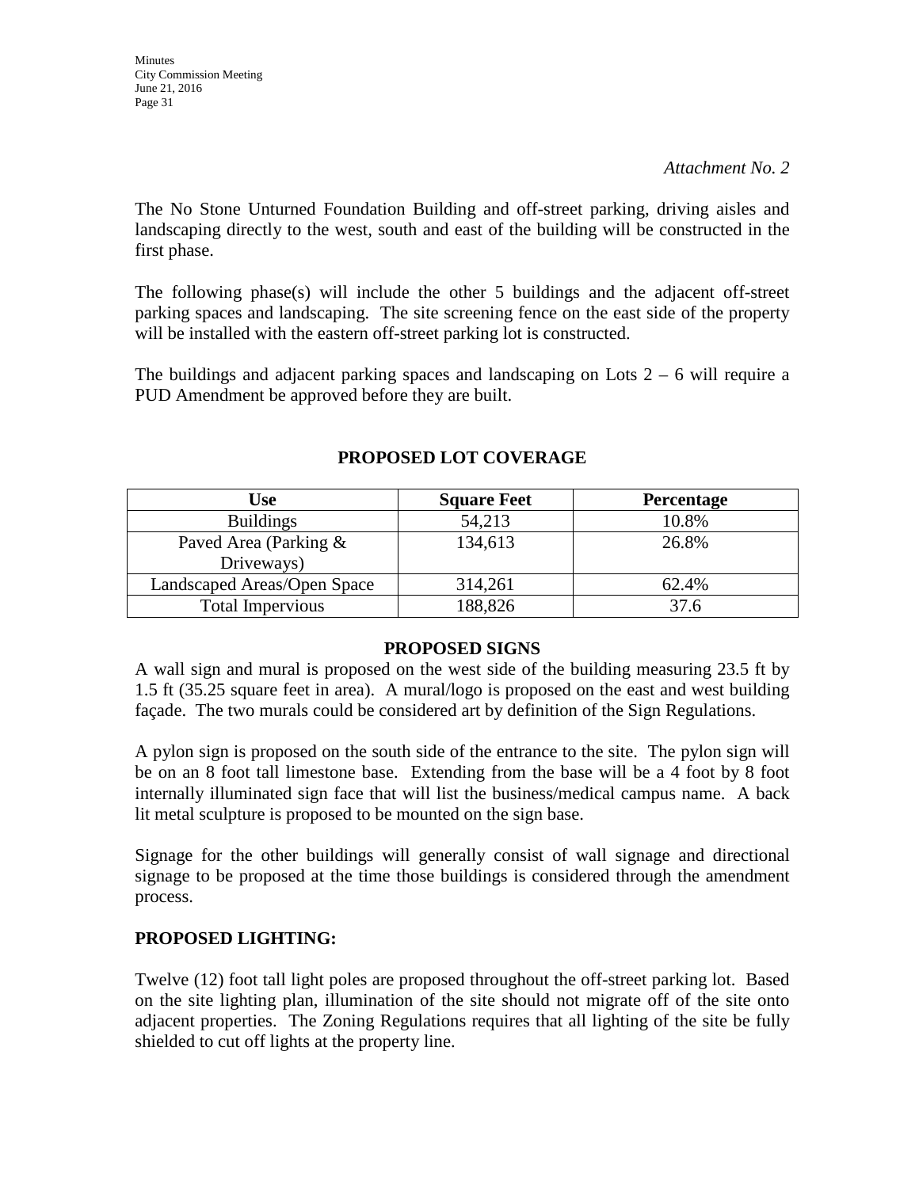*Attachment No. 2*

The No Stone Unturned Foundation Building and off-street parking, driving aisles and landscaping directly to the west, south and east of the building will be constructed in the first phase.

The following phase(s) will include the other 5 buildings and the adjacent off-street parking spaces and landscaping. The site screening fence on the east side of the property will be installed with the eastern off-street parking lot is constructed.

The buildings and adjacent parking spaces and landscaping on Lots 2 – 6 will require a PUD Amendment be approved before they are built.

**PROPOSED LOT COVERAGE**

| Use | Square Feet | Percentage |
|---|---|---|
| Buildings | 54,213 | 10.8% |
| Paved Area (Parking & Driveways) | 134,613 | 26.8% |
| Landscaped Areas/Open Space | 314,261 | 62.4% |
| Total Impervious | 188,826 | 37.6 |

**PROPOSED SIGNS**

A wall sign and mural is proposed on the west side of the building measuring 23.5 ft by 1.5 ft (35.25 square feet in area). A mural/logo is proposed on the east and west building façade. The two murals could be considered art by definition of the Sign Regulations.

A pylon sign is proposed on the south side of the entrance to the site. The pylon sign will be on an 8 foot tall limestone base. Extending from the base will be a 4 foot by 8 foot internally illuminated sign face that will list the business/medical campus name. A back lit metal sculpture is proposed to be mounted on the sign base.

Signage for the other buildings will generally consist of wall signage and directional signage to be proposed at the time those buildings is considered through the amendment process.

**PROPOSED LIGHTING:**

Twelve (12) foot tall light poles are proposed throughout the off-street parking lot. Based on the site lighting plan, illumination of the site should not migrate off of the site onto adjacent properties. The Zoning Regulations requires that all lighting of the site be fully shielded to cut off lights at the property line.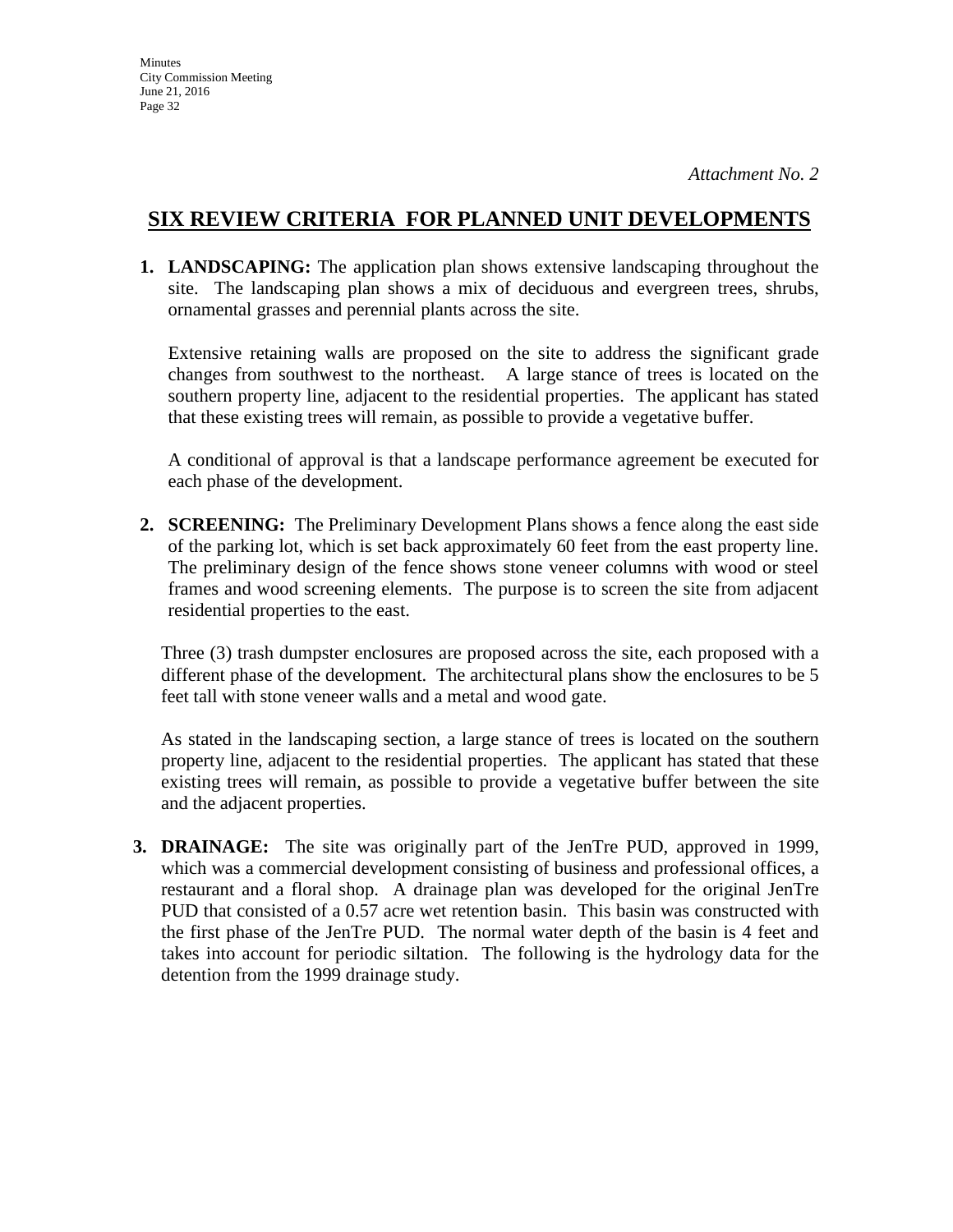*Attachment No. 2*

# SIX REVIEW CRITERIA FOR PLANNED UNIT DEVELOPMENTS

1. **LANDSCAPING:** The application plan shows extensive landscaping throughout the site. The landscaping plan shows a mix of deciduous and evergreen trees, shrubs, ornamental grasses and perennial plants across the site.

   Extensive retaining walls are proposed on the site to address the significant grade changes from southwest to the northeast. A large stance of trees is located on the southern property line, adjacent to the residential properties. The applicant has stated that these existing trees will remain, as possible to provide a vegetative buffer.

   A conditional of approval is that a landscape performance agreement be executed for each phase of the development.

2. **SCREENING:** The Preliminary Development Plans shows a fence along the east side of the parking lot, which is set back approximately 60 feet from the east property line. The preliminary design of the fence shows stone veneer columns with wood or steel frames and wood screening elements. The purpose is to screen the site from adjacent residential properties to the east.

   Three (3) trash dumpster enclosures are proposed across the site, each proposed with a different phase of the development. The architectural plans show the enclosures to be 5 feet tall with stone veneer walls and a metal and wood gate.

   As stated in the landscaping section, a large stance of trees is located on the southern property line, adjacent to the residential properties. The applicant has stated that these existing trees will remain, as possible to provide a vegetative buffer between the site and the adjacent properties.

3. **DRAINAGE:** The site was originally part of the JenTre PUD, approved in 1999, which was a commercial development consisting of business and professional offices, a restaurant and a floral shop. A drainage plan was developed for the original JenTre PUD that consisted of a 0.57 acre wet retention basin. This basin was constructed with the first phase of the JenTre PUD. The normal water depth of the basin is 4 feet and takes into account for periodic siltation. The following is the hydrology data for the detention from the 1999 drainage study.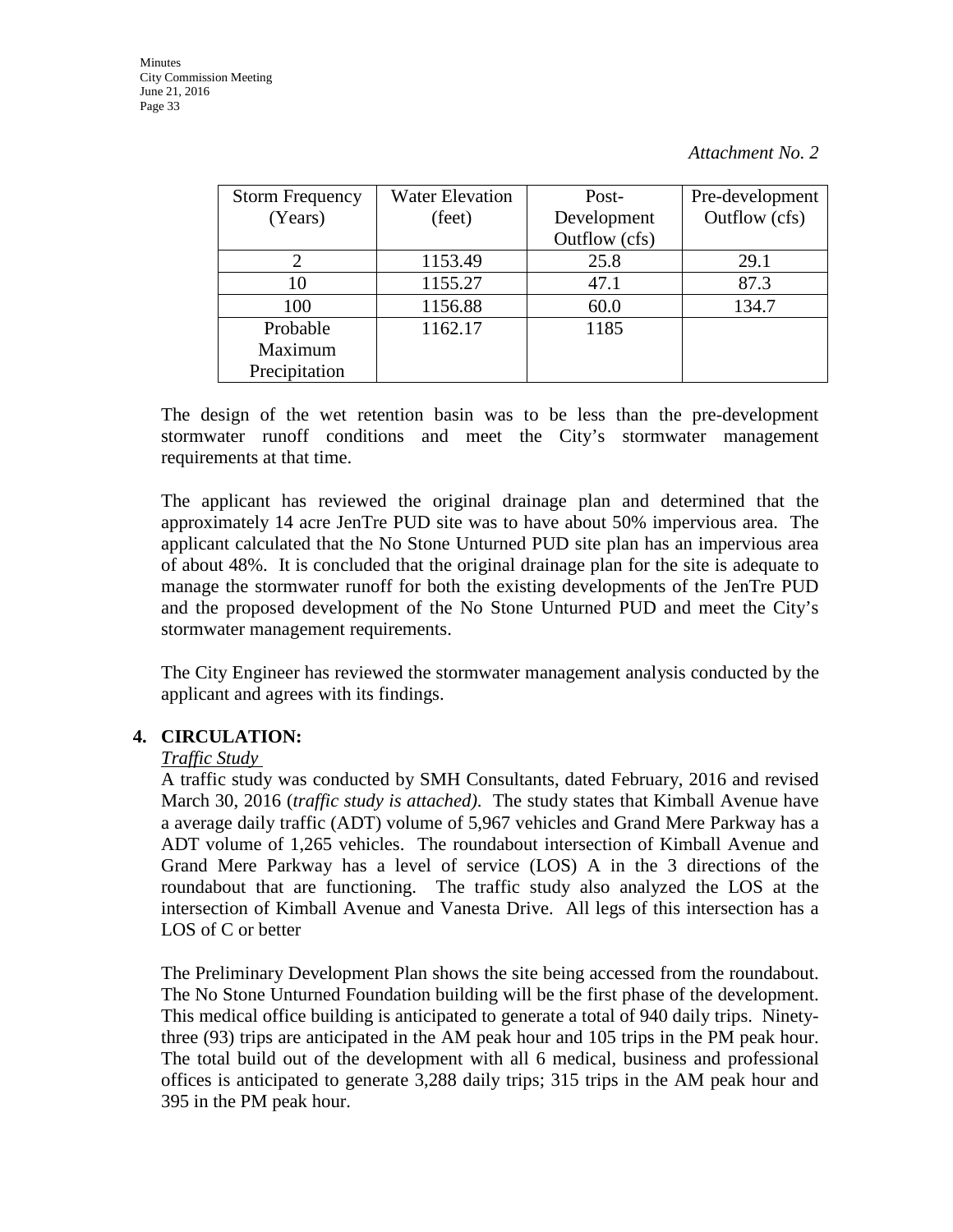*Attachment No. 2*

| Storm Frequency (Years) | Water Elevation (feet) | Post-Development Outflow (cfs) | Pre-development Outflow (cfs) |
|---|---|---|---|
| 2 | 1153.49 | 25.8 | 29.1 |
| 10 | 1155.27 | 47.1 | 87.3 |
| 100 | 1156.88 | 60.0 | 134.7 |
| Probable Maximum Precipitation | 1162.17 | 1185 | |

The design of the wet retention basin was to be less than the pre-development stormwater runoff conditions and meet the City's stormwater management requirements at that time.

The applicant has reviewed the original drainage plan and determined that the approximately 14 acre JenTre PUD site was to have about 50% impervious area. The applicant calculated that the No Stone Unturned PUD site plan has an impervious area of about 48%. It is concluded that the original drainage plan for the site is adequate to manage the stormwater runoff for both the existing developments of the JenTre PUD and the proposed development of the No Stone Unturned PUD and meet the City's stormwater management requirements.

The City Engineer has reviewed the stormwater management analysis conducted by the applicant and agrees with its findings.

**4. CIRCULATION:**

*Traffic Study*

A traffic study was conducted by SMH Consultants, dated February, 2016 and revised March 30, 2016 (*traffic study is attached)*. The study states that Kimball Avenue have a average daily traffic (ADT) volume of 5,967 vehicles and Grand Mere Parkway has a ADT volume of 1,265 vehicles. The roundabout intersection of Kimball Avenue and Grand Mere Parkway has a level of service (LOS) A in the 3 directions of the roundabout that are functioning. The traffic study also analyzed the LOS at the intersection of Kimball Avenue and Vanesta Drive. All legs of this intersection has a LOS of C or better

The Preliminary Development Plan shows the site being accessed from the roundabout. The No Stone Unturned Foundation building will be the first phase of the development. This medical office building is anticipated to generate a total of 940 daily trips. Ninety-three (93) trips are anticipated in the AM peak hour and 105 trips in the PM peak hour. The total build out of the development with all 6 medical, business and professional offices is anticipated to generate 3,288 daily trips; 315 trips in the AM peak hour and 395 in the PM peak hour.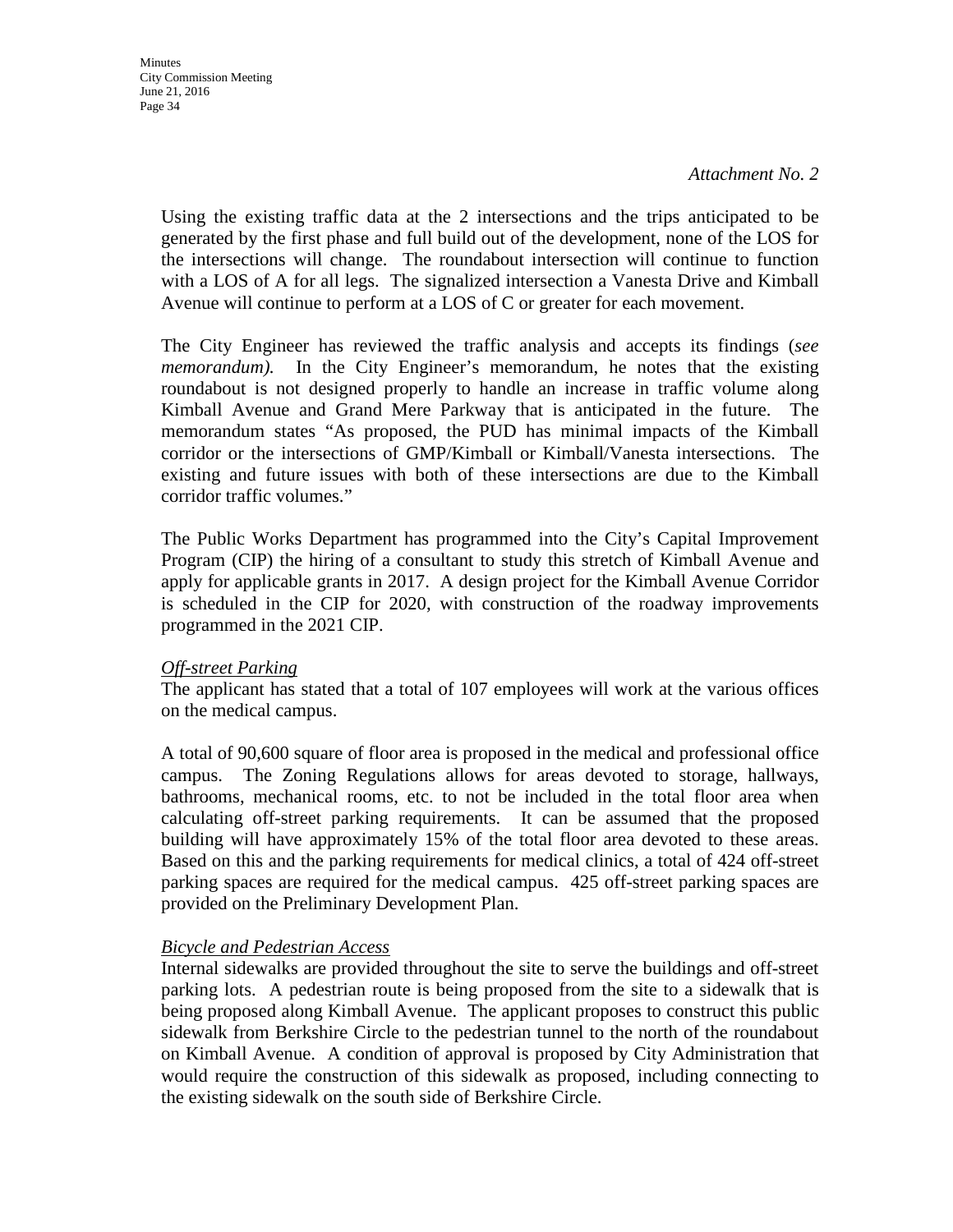*Attachment No. 2*

Using the existing traffic data at the 2 intersections and the trips anticipated to be generated by the first phase and full build out of the development, none of the LOS for the intersections will change. The roundabout intersection will continue to function with a LOS of A for all legs. The signalized intersection a Vanesta Drive and Kimball Avenue will continue to perform at a LOS of C or greater for each movement.

The City Engineer has reviewed the traffic analysis and accepts its findings (*see memorandum).* In the City Engineer's memorandum, he notes that the existing roundabout is not designed properly to handle an increase in traffic volume along Kimball Avenue and Grand Mere Parkway that is anticipated in the future. The memorandum states "As proposed, the PUD has minimal impacts of the Kimball corridor or the intersections of GMP/Kimball or Kimball/Vanesta intersections. The existing and future issues with both of these intersections are due to the Kimball corridor traffic volumes."

The Public Works Department has programmed into the City's Capital Improvement Program (CIP) the hiring of a consultant to study this stretch of Kimball Avenue and apply for applicable grants in 2017. A design project for the Kimball Avenue Corridor is scheduled in the CIP for 2020, with construction of the roadway improvements programmed in the 2021 CIP.

*Off-street Parking*

The applicant has stated that a total of 107 employees will work at the various offices on the medical campus.

A total of 90,600 square of floor area is proposed in the medical and professional office campus. The Zoning Regulations allows for areas devoted to storage, hallways, bathrooms, mechanical rooms, etc. to not be included in the total floor area when calculating off-street parking requirements. It can be assumed that the proposed building will have approximately 15% of the total floor area devoted to these areas. Based on this and the parking requirements for medical clinics, a total of 424 off-street parking spaces are required for the medical campus. 425 off-street parking spaces are provided on the Preliminary Development Plan.

*Bicycle and Pedestrian Access*

Internal sidewalks are provided throughout the site to serve the buildings and off-street parking lots. A pedestrian route is being proposed from the site to a sidewalk that is being proposed along Kimball Avenue. The applicant proposes to construct this public sidewalk from Berkshire Circle to the pedestrian tunnel to the north of the roundabout on Kimball Avenue. A condition of approval is proposed by City Administration that would require the construction of this sidewalk as proposed, including connecting to the existing sidewalk on the south side of Berkshire Circle.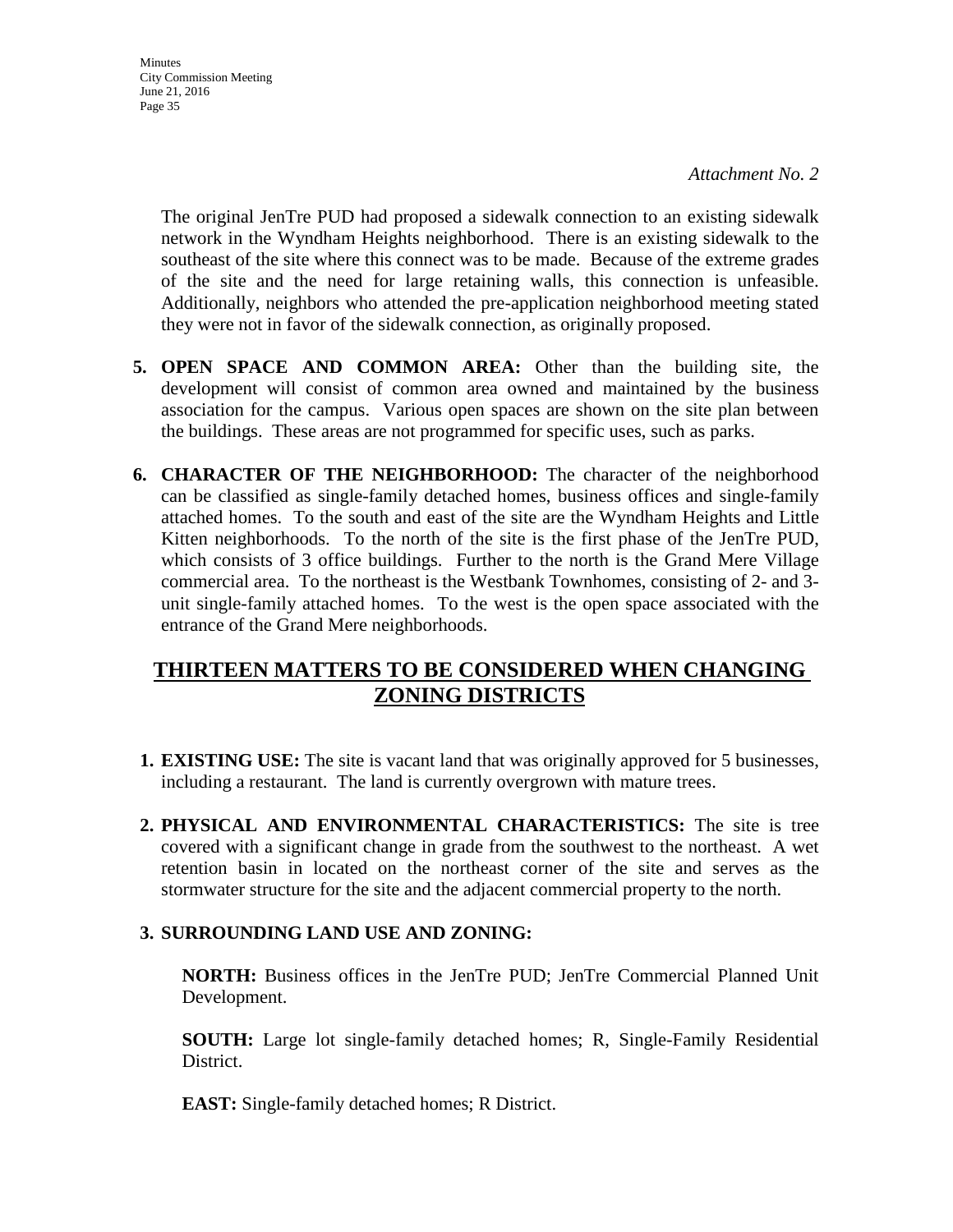*Attachment No. 2*

The original JenTre PUD had proposed a sidewalk connection to an existing sidewalk network in the Wyndham Heights neighborhood. There is an existing sidewalk to the southeast of the site where this connect was to be made. Because of the extreme grades of the site and the need for large retaining walls, this connection is unfeasible. Additionally, neighbors who attended the pre-application neighborhood meeting stated they were not in favor of the sidewalk connection, as originally proposed.

5. **OPEN SPACE AND COMMON AREA:** Other than the building site, the development will consist of common area owned and maintained by the business association for the campus. Various open spaces are shown on the site plan between the buildings. These areas are not programmed for specific uses, such as parks.

6. **CHARACTER OF THE NEIGHBORHOOD:** The character of the neighborhood can be classified as single-family detached homes, business offices and single-family attached homes. To the south and east of the site are the Wyndham Heights and Little Kitten neighborhoods. To the north of the site is the first phase of the JenTre PUD, which consists of 3 office buildings. Further to the north is the Grand Mere Village commercial area. To the northeast is the Westbank Townhomes, consisting of 2- and 3-unit single-family attached homes. To the west is the open space associated with the entrance of the Grand Mere neighborhoods.

## THIRTEEN MATTERS TO BE CONSIDERED WHEN CHANGING ZONING DISTRICTS

1. **EXISTING USE:** The site is vacant land that was originally approved for 5 businesses, including a restaurant. The land is currently overgrown with mature trees.

2. **PHYSICAL AND ENVIRONMENTAL CHARACTERISTICS:** The site is tree covered with a significant change in grade from the southwest to the northeast. A wet retention basin in located on the northeast corner of the site and serves as the stormwater structure for the site and the adjacent commercial property to the north.

3. **SURROUNDING LAND USE AND ZONING:**

   **NORTH:** Business offices in the JenTre PUD; JenTre Commercial Planned Unit Development.

   **SOUTH:** Large lot single-family detached homes; R, Single-Family Residential District.

   **EAST:** Single-family detached homes; R District.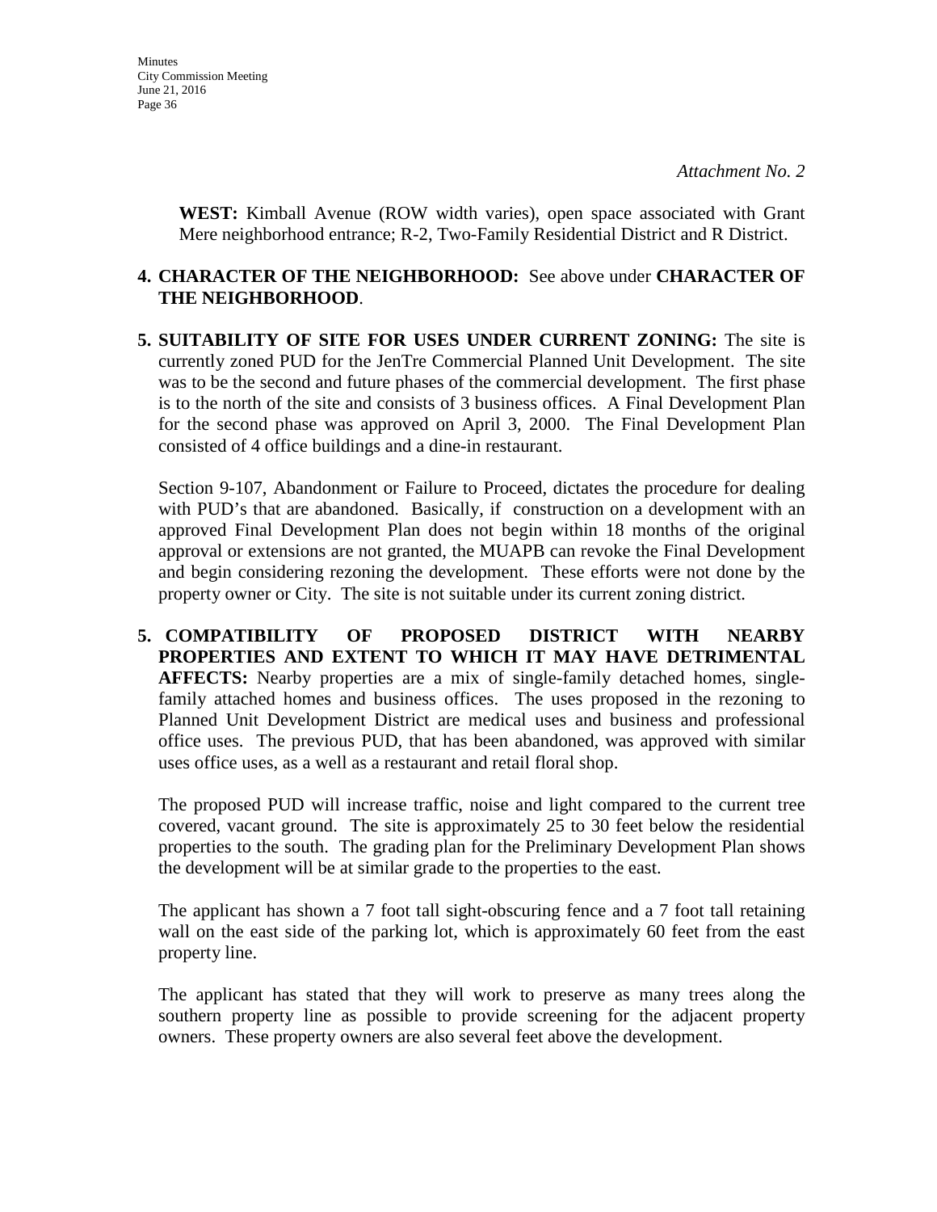*Attachment No. 2*

**WEST:** Kimball Avenue (ROW width varies), open space associated with Grant Mere neighborhood entrance; R-2, Two-Family Residential District and R District.

**4. CHARACTER OF THE NEIGHBORHOOD:** See above under **CHARACTER OF THE NEIGHBORHOOD**.

**5. SUITABILITY OF SITE FOR USES UNDER CURRENT ZONING:** The site is currently zoned PUD for the JenTre Commercial Planned Unit Development. The site was to be the second and future phases of the commercial development. The first phase is to the north of the site and consists of 3 business offices. A Final Development Plan for the second phase was approved on April 3, 2000. The Final Development Plan consisted of 4 office buildings and a dine-in restaurant.

Section 9-107, Abandonment or Failure to Proceed, dictates the procedure for dealing with PUD's that are abandoned. Basically, if construction on a development with an approved Final Development Plan does not begin within 18 months of the original approval or extensions are not granted, the MUAPB can revoke the Final Development and begin considering rezoning the development. These efforts were not done by the property owner or City. The site is not suitable under its current zoning district.

**5. COMPATIBILITY OF PROPOSED DISTRICT WITH NEARBY PROPERTIES AND EXTENT TO WHICH IT MAY HAVE DETRIMENTAL AFFECTS:** Nearby properties are a mix of single-family detached homes, single-family attached homes and business offices. The uses proposed in the rezoning to Planned Unit Development District are medical uses and business and professional office uses. The previous PUD, that has been abandoned, was approved with similar uses office uses, as a well as a restaurant and retail floral shop.

The proposed PUD will increase traffic, noise and light compared to the current tree covered, vacant ground. The site is approximately 25 to 30 feet below the residential properties to the south. The grading plan for the Preliminary Development Plan shows the development will be at similar grade to the properties to the east.

The applicant has shown a 7 foot tall sight-obscuring fence and a 7 foot tall retaining wall on the east side of the parking lot, which is approximately 60 feet from the east property line.

The applicant has stated that they will work to preserve as many trees along the southern property line as possible to provide screening for the adjacent property owners. These property owners are also several feet above the development.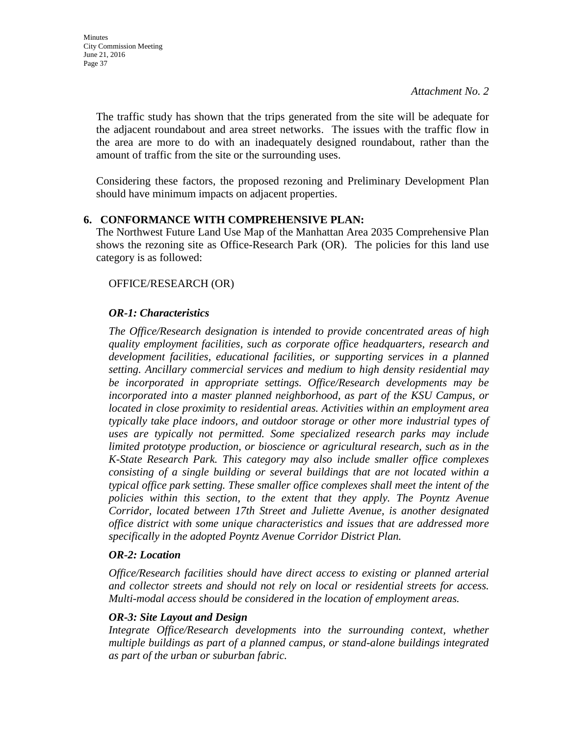*Attachment No. 2*

The traffic study has shown that the trips generated from the site will be adequate for the adjacent roundabout and area street networks. The issues with the traffic flow in the area are more to do with an inadequately designed roundabout, rather than the amount of traffic from the site or the surrounding uses.

Considering these factors, the proposed rezoning and Preliminary Development Plan should have minimum impacts on adjacent properties.

**6. CONFORMANCE WITH COMPREHENSIVE PLAN:**

The Northwest Future Land Use Map of the Manhattan Area 2035 Comprehensive Plan shows the rezoning site as Office-Research Park (OR). The policies for this land use category is as followed:

OFFICE/RESEARCH (OR)

***OR-1: Characteristics***

*The Office/Research designation is intended to provide concentrated areas of high quality employment facilities, such as corporate office headquarters, research and development facilities, educational facilities, or supporting services in a planned setting. Ancillary commercial services and medium to high density residential may be incorporated in appropriate settings. Office/Research developments may be incorporated into a master planned neighborhood, as part of the KSU Campus, or located in close proximity to residential areas. Activities within an employment area typically take place indoors, and outdoor storage or other more industrial types of uses are typically not permitted. Some specialized research parks may include limited prototype production, or bioscience or agricultural research, such as in the K-State Research Park. This category may also include smaller office complexes consisting of a single building or several buildings that are not located within a typical office park setting. These smaller office complexes shall meet the intent of the policies within this section, to the extent that they apply. The Poyntz Avenue Corridor, located between 17th Street and Juliette Avenue, is another designated office district with some unique characteristics and issues that are addressed more specifically in the adopted Poyntz Avenue Corridor District Plan.*

***OR-2: Location***

*Office/Research facilities should have direct access to existing or planned arterial and collector streets and should not rely on local or residential streets for access. Multi-modal access should be considered in the location of employment areas.*

***OR-3: Site Layout and Design***

*Integrate Office/Research developments into the surrounding context, whether multiple buildings as part of a planned campus, or stand-alone buildings integrated as part of the urban or suburban fabric.*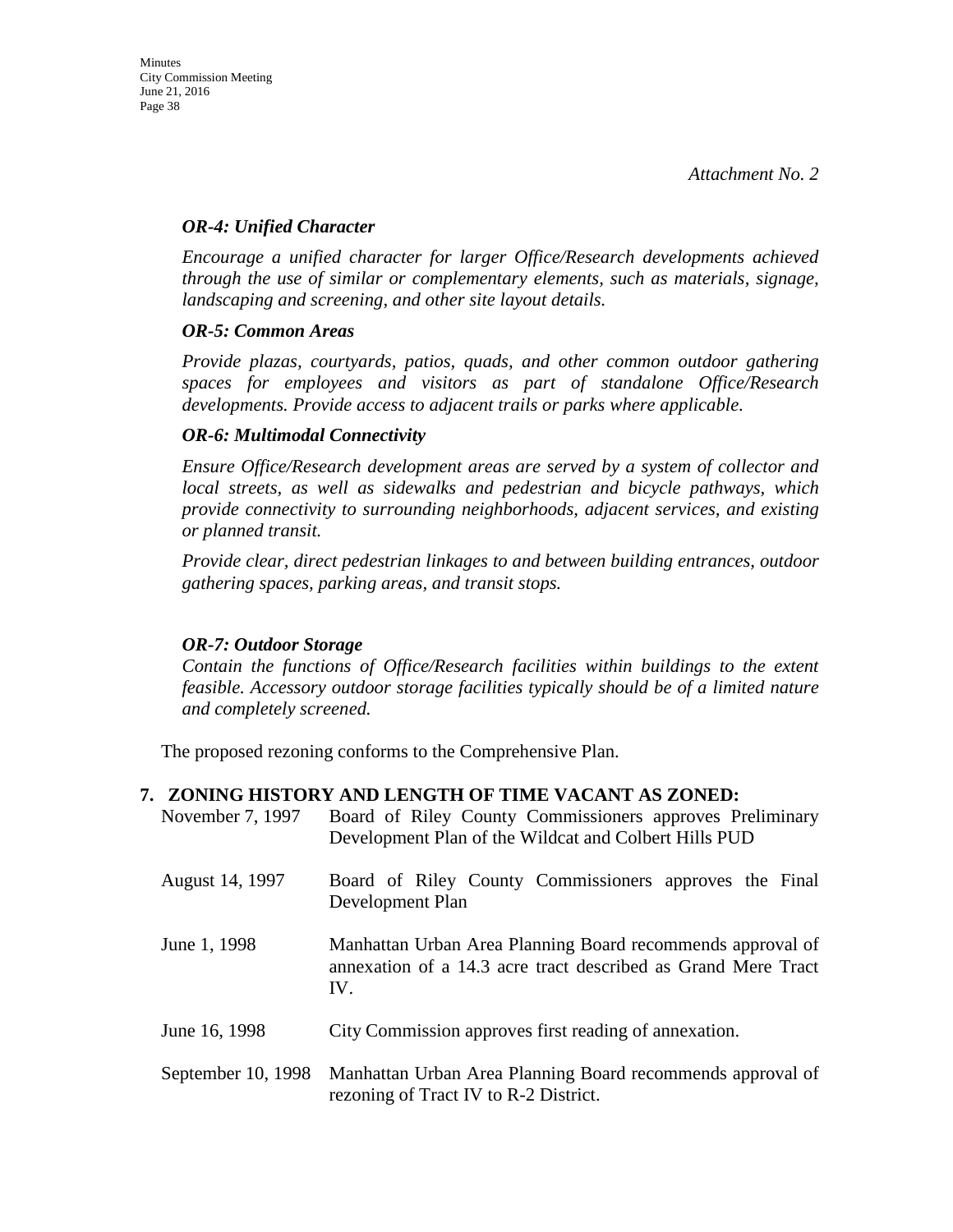*Attachment No. 2*

***OR-4: Unified Character***

*Encourage a unified character for larger Office/Research developments achieved through the use of similar or complementary elements, such as materials, signage, landscaping and screening, and other site layout details.*

***OR-5: Common Areas***

*Provide plazas, courtyards, patios, quads, and other common outdoor gathering spaces for employees and visitors as part of standalone Office/Research developments. Provide access to adjacent trails or parks where applicable.*

***OR-6: Multimodal Connectivity***

*Ensure Office/Research development areas are served by a system of collector and local streets, as well as sidewalks and pedestrian and bicycle pathways, which provide connectivity to surrounding neighborhoods, adjacent services, and existing or planned transit.*

*Provide clear, direct pedestrian linkages to and between building entrances, outdoor gathering spaces, parking areas, and transit stops.*

***OR-7: Outdoor Storage***

*Contain the functions of Office/Research facilities within buildings to the extent feasible. Accessory outdoor storage facilities typically should be of a limited nature and completely screened.*

The proposed rezoning conforms to the Comprehensive Plan.

**7. ZONING HISTORY AND LENGTH OF TIME VACANT AS ZONED:**

| | |
|---|---|
| November 7, 1997 | Board of Riley County Commissioners approves Preliminary Development Plan of the Wildcat and Colbert Hills PUD |
| August 14, 1997 | Board of Riley County Commissioners approves the Final Development Plan |
| June 1, 1998 | Manhattan Urban Area Planning Board recommends approval of annexation of a 14.3 acre tract described as Grand Mere Tract IV. |
| June 16, 1998 | City Commission approves first reading of annexation. |
| September 10, 1998 | Manhattan Urban Area Planning Board recommends approval of rezoning of Tract IV to R-2 District. |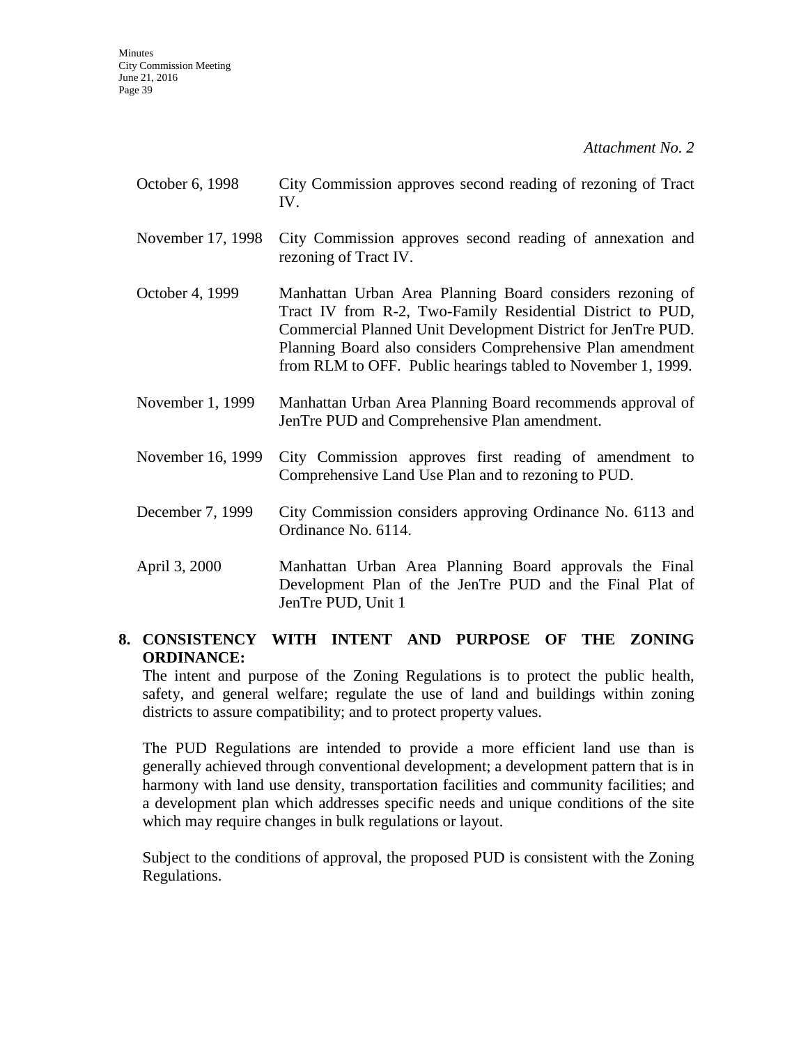*Attachment No. 2*

| | |
|---|---|
| October 6, 1998 | City Commission approves second reading of rezoning of Tract IV. |
| November 17, 1998 | City Commission approves second reading of annexation and rezoning of Tract IV. |
| October 4, 1999 | Manhattan Urban Area Planning Board considers rezoning of Tract IV from R-2, Two-Family Residential District to PUD, Commercial Planned Unit Development District for JenTre PUD. Planning Board also considers Comprehensive Plan amendment from RLM to OFF. Public hearings tabled to November 1, 1999. |
| November 1, 1999 | Manhattan Urban Area Planning Board recommends approval of JenTre PUD and Comprehensive Plan amendment. |
| November 16, 1999 | City Commission approves first reading of amendment to Comprehensive Land Use Plan and to rezoning to PUD. |
| December 7, 1999 | City Commission considers approving Ordinance No. 6113 and Ordinance No. 6114. |
| April 3, 2000 | Manhattan Urban Area Planning Board approvals the Final Development Plan of the JenTre PUD and the Final Plat of JenTre PUD, Unit 1 |

**8. CONSISTENCY WITH INTENT AND PURPOSE OF THE ZONING ORDINANCE:**

The intent and purpose of the Zoning Regulations is to protect the public health, safety, and general welfare; regulate the use of land and buildings within zoning districts to assure compatibility; and to protect property values.

The PUD Regulations are intended to provide a more efficient land use than is generally achieved through conventional development; a development pattern that is in harmony with land use density, transportation facilities and community facilities; and a development plan which addresses specific needs and unique conditions of the site which may require changes in bulk regulations or layout.

Subject to the conditions of approval, the proposed PUD is consistent with the Zoning Regulations.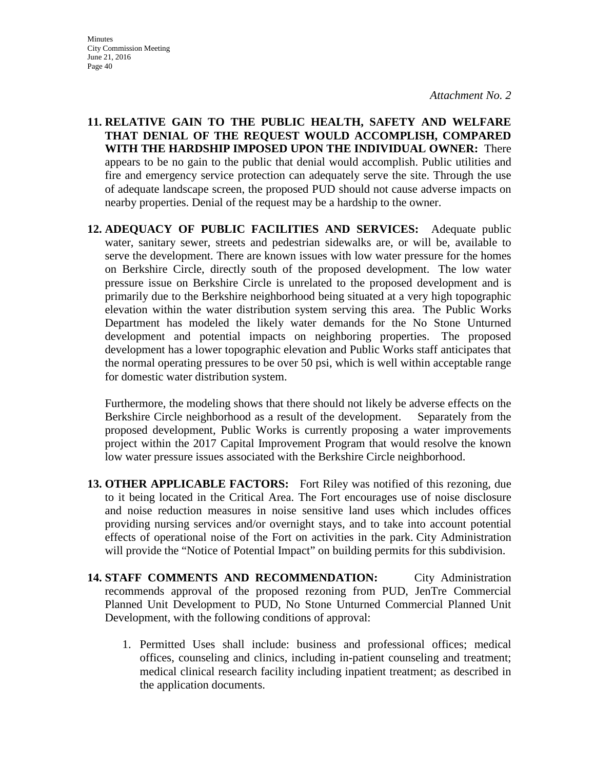*Attachment No. 2*

11. **RELATIVE GAIN TO THE PUBLIC HEALTH, SAFETY AND WELFARE THAT DENIAL OF THE REQUEST WOULD ACCOMPLISH, COMPARED WITH THE HARDSHIP IMPOSED UPON THE INDIVIDUAL OWNER:** There appears to be no gain to the public that denial would accomplish. Public utilities and fire and emergency service protection can adequately serve the site. Through the use of adequate landscape screen, the proposed PUD should not cause adverse impacts on nearby properties. Denial of the request may be a hardship to the owner.

12. **ADEQUACY OF PUBLIC FACILITIES AND SERVICES:** Adequate public water, sanitary sewer, streets and pedestrian sidewalks are, or will be, available to serve the development. There are known issues with low water pressure for the homes on Berkshire Circle, directly south of the proposed development. The low water pressure issue on Berkshire Circle is unrelated to the proposed development and is primarily due to the Berkshire neighborhood being situated at a very high topographic elevation within the water distribution system serving this area. The Public Works Department has modeled the likely water demands for the No Stone Unturned development and potential impacts on neighboring properties. The proposed development has a lower topographic elevation and Public Works staff anticipates that the normal operating pressures to be over 50 psi, which is well within acceptable range for domestic water distribution system.

    Furthermore, the modeling shows that there should not likely be adverse effects on the Berkshire Circle neighborhood as a result of the development. Separately from the proposed development, Public Works is currently proposing a water improvements project within the 2017 Capital Improvement Program that would resolve the known low water pressure issues associated with the Berkshire Circle neighborhood.

13. **OTHER APPLICABLE FACTORS:** Fort Riley was notified of this rezoning, due to it being located in the Critical Area. The Fort encourages use of noise disclosure and noise reduction measures in noise sensitive land uses which includes offices providing nursing services and/or overnight stays, and to take into account potential effects of operational noise of the Fort on activities in the park. City Administration will provide the "Notice of Potential Impact" on building permits for this subdivision.

14. **STAFF COMMENTS AND RECOMMENDATION:** City Administration recommends approval of the proposed rezoning from PUD, JenTre Commercial Planned Unit Development to PUD, No Stone Unturned Commercial Planned Unit Development, with the following conditions of approval:

    1. Permitted Uses shall include: business and professional offices; medical offices, counseling and clinics, including in-patient counseling and treatment; medical clinical research facility including inpatient treatment; as described in the application documents.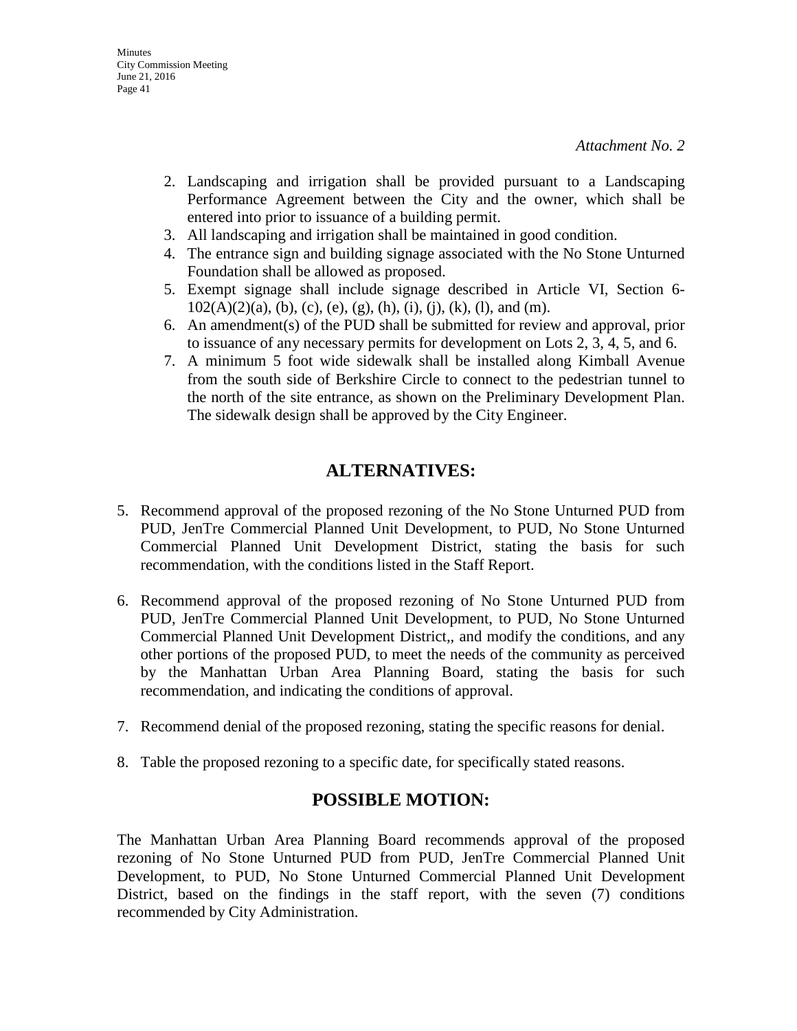*Attachment No. 2*

2. Landscaping and irrigation shall be provided pursuant to a Landscaping Performance Agreement between the City and the owner, which shall be entered into prior to issuance of a building permit.
3. All landscaping and irrigation shall be maintained in good condition.
4. The entrance sign and building signage associated with the No Stone Unturned Foundation shall be allowed as proposed.
5. Exempt signage shall include signage described in Article VI, Section 6-102(A)(2)(a), (b), (c), (e), (g), (h), (i), (j), (k), (l), and (m).
6. An amendment(s) of the PUD shall be submitted for review and approval, prior to issuance of any necessary permits for development on Lots 2, 3, 4, 5, and 6.
7. A minimum 5 foot wide sidewalk shall be installed along Kimball Avenue from the south side of Berkshire Circle to connect to the pedestrian tunnel to the north of the site entrance, as shown on the Preliminary Development Plan. The sidewalk design shall be approved by the City Engineer.

## ALTERNATIVES:

5. Recommend approval of the proposed rezoning of the No Stone Unturned PUD from PUD, JenTre Commercial Planned Unit Development, to PUD, No Stone Unturned Commercial Planned Unit Development District, stating the basis for such recommendation, with the conditions listed in the Staff Report.

6. Recommend approval of the proposed rezoning of No Stone Unturned PUD from PUD, JenTre Commercial Planned Unit Development, to PUD, No Stone Unturned Commercial Planned Unit Development District,, and modify the conditions, and any other portions of the proposed PUD, to meet the needs of the community as perceived by the Manhattan Urban Area Planning Board, stating the basis for such recommendation, and indicating the conditions of approval.

7. Recommend denial of the proposed rezoning, stating the specific reasons for denial.

8. Table the proposed rezoning to a specific date, for specifically stated reasons.

## POSSIBLE MOTION:

The Manhattan Urban Area Planning Board recommends approval of the proposed rezoning of No Stone Unturned PUD from PUD, JenTre Commercial Planned Unit Development, to PUD, No Stone Unturned Commercial Planned Unit Development District, based on the findings in the staff report, with the seven (7) conditions recommended by City Administration.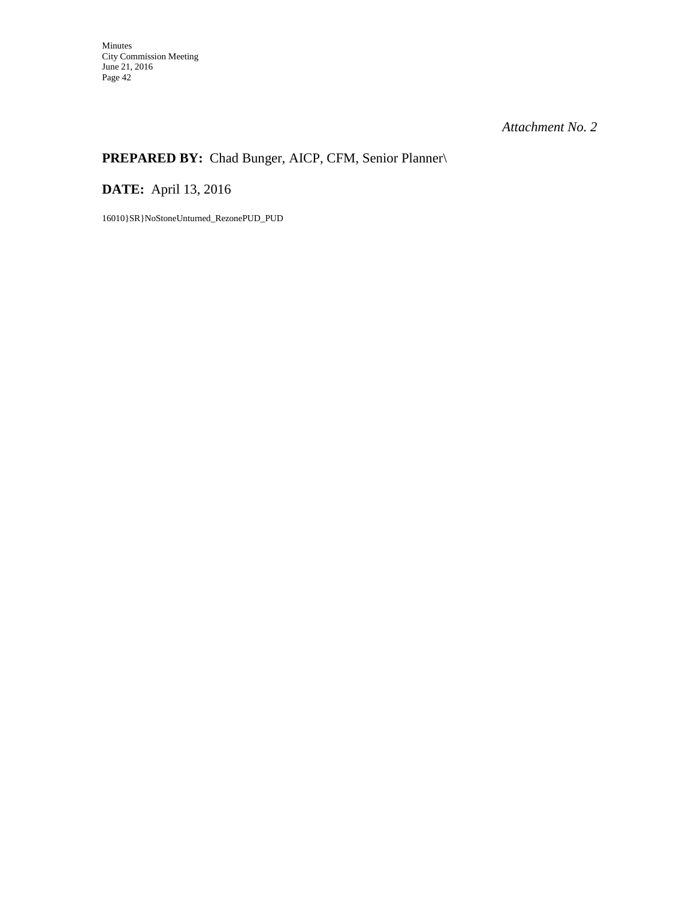*Attachment No. 2*

**PREPARED BY:** Chad Bunger, AICP, CFM, Senior Planner\

**DATE:** April 13, 2016

16010}SR}NoStoneUnturned_RezonePUD_PUD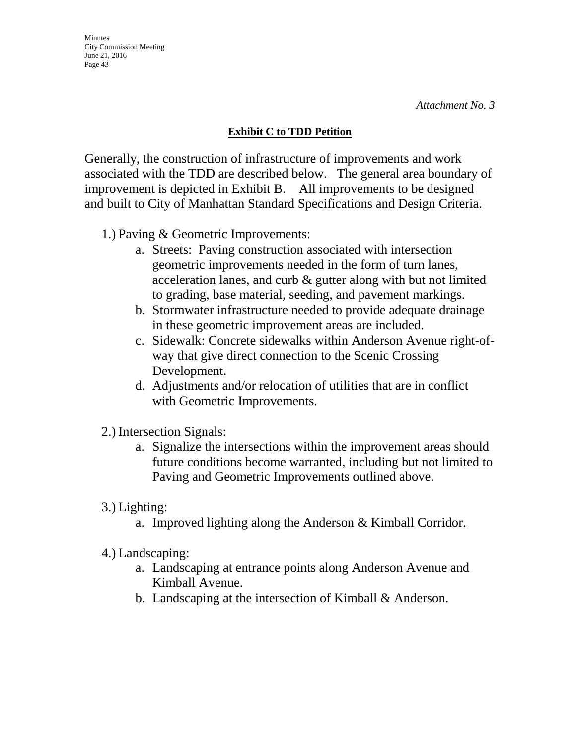*Attachment No. 3*

**Exhibit C to TDD Petition**

Generally, the construction of infrastructure of improvements and work associated with the TDD are described below. The general area boundary of improvement is depicted in Exhibit B. All improvements to be designed and built to City of Manhattan Standard Specifications and Design Criteria.

1.) Paving & Geometric Improvements:
   a. Streets: Paving construction associated with intersection geometric improvements needed in the form of turn lanes, acceleration lanes, and curb & gutter along with but not limited to grading, base material, seeding, and pavement markings.
   b. Stormwater infrastructure needed to provide adequate drainage in these geometric improvement areas are included.
   c. Sidewalk: Concrete sidewalks within Anderson Avenue right-of-way that give direct connection to the Scenic Crossing Development.
   d. Adjustments and/or relocation of utilities that are in conflict with Geometric Improvements.

2.) Intersection Signals:
   a. Signalize the intersections within the improvement areas should future conditions become warranted, including but not limited to Paving and Geometric Improvements outlined above.

3.) Lighting:
   a. Improved lighting along the Anderson & Kimball Corridor.

4.) Landscaping:
   a. Landscaping at entrance points along Anderson Avenue and Kimball Avenue.
   b. Landscaping at the intersection of Kimball & Anderson.